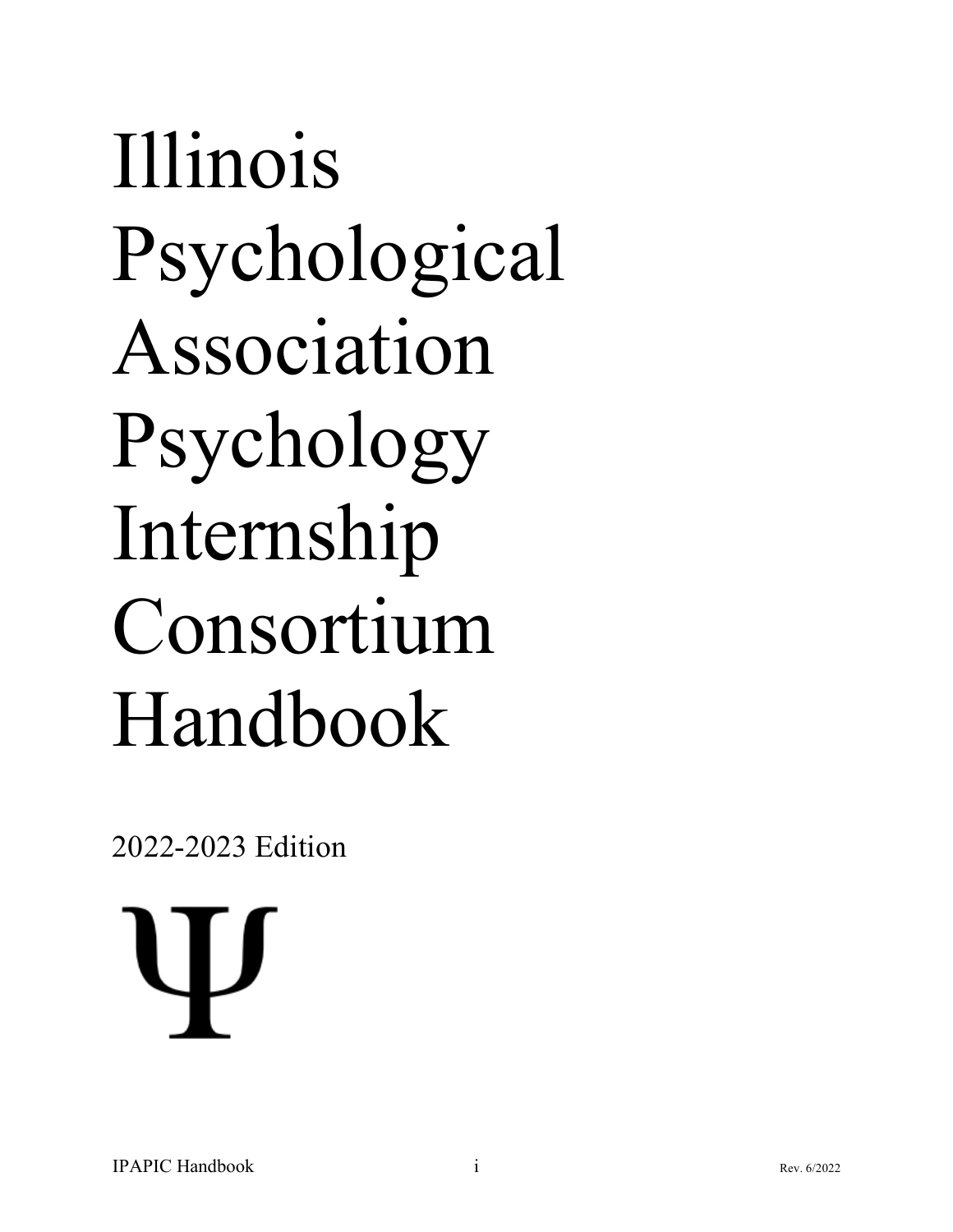# Illinois Psychological Association Psychology Internship Consortium Handbook

2022-2023 Edition

Ψ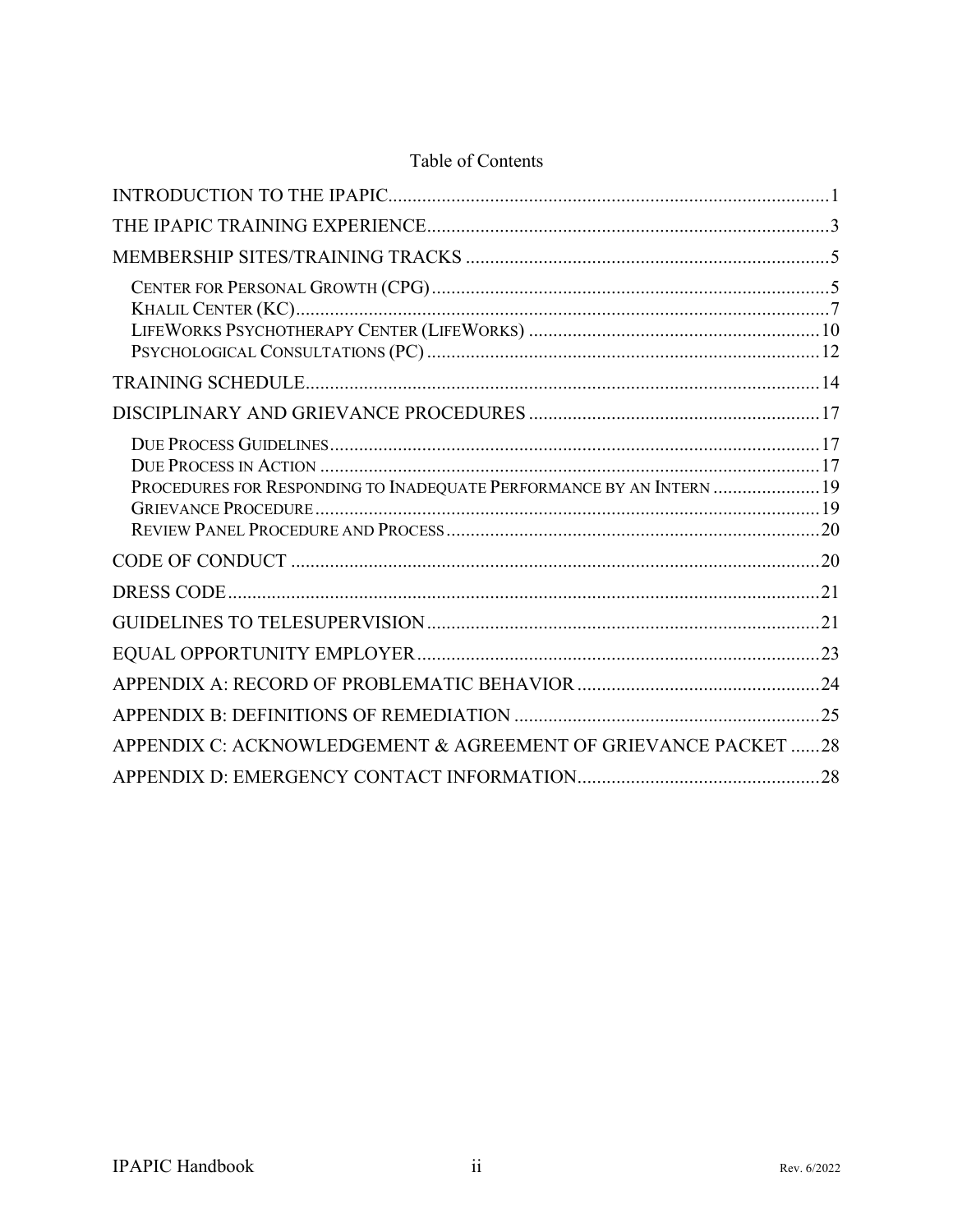Table of Contents

INTRODUCTION TO THE IPAPIC........................................................................................1

THE IPAPIC TRAINING EXPERIENCE..................................................................................3

MEMBERSHIP SITES/TRAINING TRACKS ..........................................................................5

- CENTER FOR PERSONAL GROWTH (CPG)................................................................................5
- KHALIL CENTER (KC)............................................................................................................7
- LIFEWORKS PSYCHOTHERAPY CENTER (LIFEWORKS) ...........................................................10
- PSYCHOLOGICAL CONSULTATIONS (PC) ................................................................................12

TRAINING SCHEDULE.........................................................................................................14

DISCIPLINARY AND GRIEVANCE PROCEDURES ...........................................................17

- DUE PROCESS GUIDELINES....................................................................................................17
- DUE PROCESS IN ACTION ......................................................................................................17
- PROCEDURES FOR RESPONDING TO INADEQUATE PERFORMANCE BY AN INTERN ......................19
- GRIEVANCE PROCEDURE........................................................................................................19
- REVIEW PANEL PROCEDURE AND PROCESS ............................................................................20

CODE OF CONDUCT ............................................................................................................20

DRESS CODE.........................................................................................................................21

GUIDELINES TO TELESUPERVISION ...............................................................................21

EQUAL OPPORTUNITY EMPLOYER..................................................................................23

APPENDIX A: RECORD OF PROBLEMATIC BEHAVIOR ..................................................24

APPENDIX B: DEFINITIONS OF REMEDIATION ...............................................................25

APPENDIX C: ACKNOWLEDGEMENT & AGREEMENT OF GRIEVANCE PACKET ......28

APPENDIX D: EMERGENCY CONTACT INFORMATION..................................................28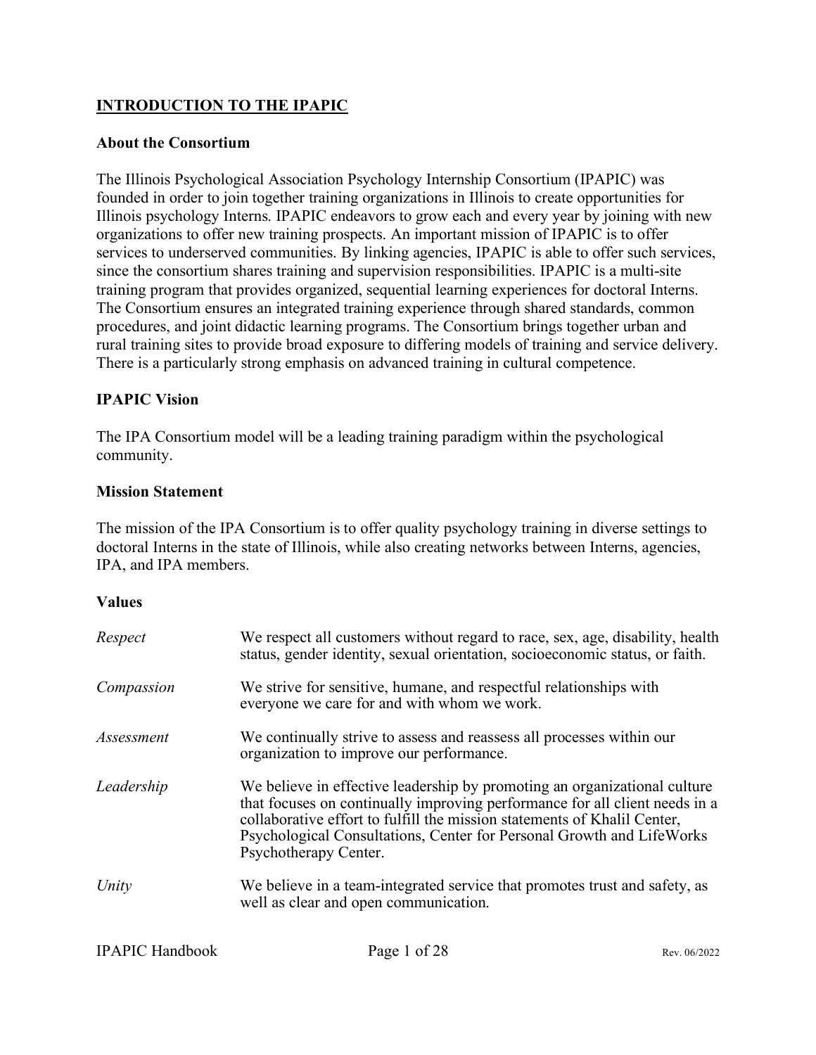## INTRODUCTION TO THE IPAPIC

### About the Consortium

The Illinois Psychological Association Psychology Internship Consortium (IPAPIC) was founded in order to join together training organizations in Illinois to create opportunities for Illinois psychology Interns. IPAPIC endeavors to grow each and every year by joining with new organizations to offer new training prospects. An important mission of IPAPIC is to offer services to underserved communities. By linking agencies, IPAPIC is able to offer such services, since the consortium shares training and supervision responsibilities. IPAPIC is a multi-site training program that provides organized, sequential learning experiences for doctoral Interns. The Consortium ensures an integrated training experience through shared standards, common procedures, and joint didactic learning programs. The Consortium brings together urban and rural training sites to provide broad exposure to differing models of training and service delivery. There is a particularly strong emphasis on advanced training in cultural competence.

### IPAPIC Vision

The IPA Consortium model will be a leading training paradigm within the psychological community.

### Mission Statement

The mission of the IPA Consortium is to offer quality psychology training in diverse settings to doctoral Interns in the state of Illinois, while also creating networks between Interns, agencies, IPA, and IPA members.

### Values

| | |
|---|---|
| *Respect* | We respect all customers without regard to race, sex, age, disability, health status, gender identity, sexual orientation, socioeconomic status, or faith. |
| *Compassion* | We strive for sensitive, humane, and respectful relationships with everyone we care for and with whom we work. |
| *Assessment* | We continually strive to assess and reassess all processes within our organization to improve our performance. |
| *Leadership* | We believe in effective leadership by promoting an organizational culture that focuses on continually improving performance for all client needs in a collaborative effort to fulfill the mission statements of Khalil Center, Psychological Consultations, Center for Personal Growth and LifeWorks Psychotherapy Center. |
| *Unity* | We believe in a team-integrated service that promotes trust and safety, as well as clear and open communication. |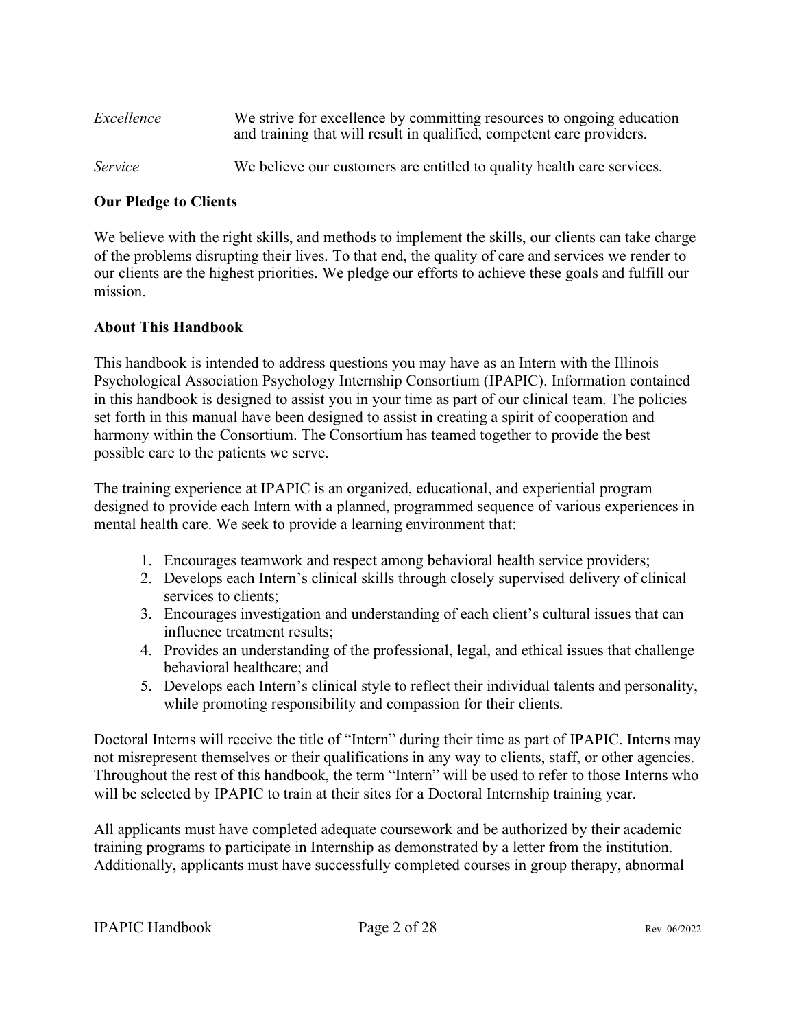*Excellence* We strive for excellence by committing resources to ongoing education and training that will result in qualified, competent care providers.

*Service* We believe our customers are entitled to quality health care services.

**Our Pledge to Clients**

We believe with the right skills, and methods to implement the skills, our clients can take charge of the problems disrupting their lives. To that end, the quality of care and services we render to our clients are the highest priorities. We pledge our efforts to achieve these goals and fulfill our mission.

**About This Handbook**

This handbook is intended to address questions you may have as an Intern with the Illinois Psychological Association Psychology Internship Consortium (IPAPIC). Information contained in this handbook is designed to assist you in your time as part of our clinical team. The policies set forth in this manual have been designed to assist in creating a spirit of cooperation and harmony within the Consortium. The Consortium has teamed together to provide the best possible care to the patients we serve.

The training experience at IPAPIC is an organized, educational, and experiential program designed to provide each Intern with a planned, programmed sequence of various experiences in mental health care. We seek to provide a learning environment that:

1. Encourages teamwork and respect among behavioral health service providers;
2. Develops each Intern's clinical skills through closely supervised delivery of clinical services to clients;
3. Encourages investigation and understanding of each client's cultural issues that can influence treatment results;
4. Provides an understanding of the professional, legal, and ethical issues that challenge behavioral healthcare; and
5. Develops each Intern's clinical style to reflect their individual talents and personality, while promoting responsibility and compassion for their clients.

Doctoral Interns will receive the title of "Intern" during their time as part of IPAPIC. Interns may not misrepresent themselves or their qualifications in any way to clients, staff, or other agencies. Throughout the rest of this handbook, the term "Intern" will be used to refer to those Interns who will be selected by IPAPIC to train at their sites for a Doctoral Internship training year.

All applicants must have completed adequate coursework and be authorized by their academic training programs to participate in Internship as demonstrated by a letter from the institution. Additionally, applicants must have successfully completed courses in group therapy, abnormal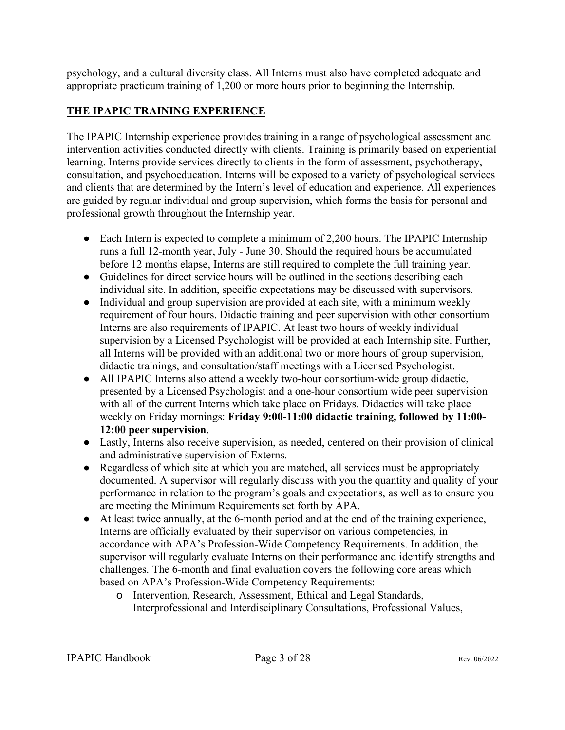psychology, and a cultural diversity class. All Interns must also have completed adequate and appropriate practicum training of 1,200 or more hours prior to beginning the Internship.

## THE IPAPIC TRAINING EXPERIENCE

The IPAPIC Internship experience provides training in a range of psychological assessment and intervention activities conducted directly with clients. Training is primarily based on experiential learning. Interns provide services directly to clients in the form of assessment, psychotherapy, consultation, and psychoeducation. Interns will be exposed to a variety of psychological services and clients that are determined by the Intern's level of education and experience. All experiences are guided by regular individual and group supervision, which forms the basis for personal and professional growth throughout the Internship year.

- Each Intern is expected to complete a minimum of 2,200 hours. The IPAPIC Internship runs a full 12-month year, July - June 30. Should the required hours be accumulated before 12 months elapse, Interns are still required to complete the full training year.
- Guidelines for direct service hours will be outlined in the sections describing each individual site. In addition, specific expectations may be discussed with supervisors.
- Individual and group supervision are provided at each site, with a minimum weekly requirement of four hours. Didactic training and peer supervision with other consortium Interns are also requirements of IPAPIC. At least two hours of weekly individual supervision by a Licensed Psychologist will be provided at each Internship site. Further, all Interns will be provided with an additional two or more hours of group supervision, didactic trainings, and consultation/staff meetings with a Licensed Psychologist.
- All IPAPIC Interns also attend a weekly two-hour consortium-wide group didactic, presented by a Licensed Psychologist and a one-hour consortium wide peer supervision with all of the current Interns which take place on Fridays. Didactics will take place weekly on Friday mornings: **Friday 9:00-11:00 didactic training, followed by 11:00-12:00 peer supervision**.
- Lastly, Interns also receive supervision, as needed, centered on their provision of clinical and administrative supervision of Externs.
- Regardless of which site at which you are matched, all services must be appropriately documented. A supervisor will regularly discuss with you the quantity and quality of your performance in relation to the program's goals and expectations, as well as to ensure you are meeting the Minimum Requirements set forth by APA.
- At least twice annually, at the 6-month period and at the end of the training experience, Interns are officially evaluated by their supervisor on various competencies, in accordance with APA's Profession-Wide Competency Requirements. In addition, the supervisor will regularly evaluate Interns on their performance and identify strengths and challenges. The 6-month and final evaluation covers the following core areas which based on APA's Profession-Wide Competency Requirements:
  - Intervention, Research, Assessment, Ethical and Legal Standards, Interprofessional and Interdisciplinary Consultations, Professional Values,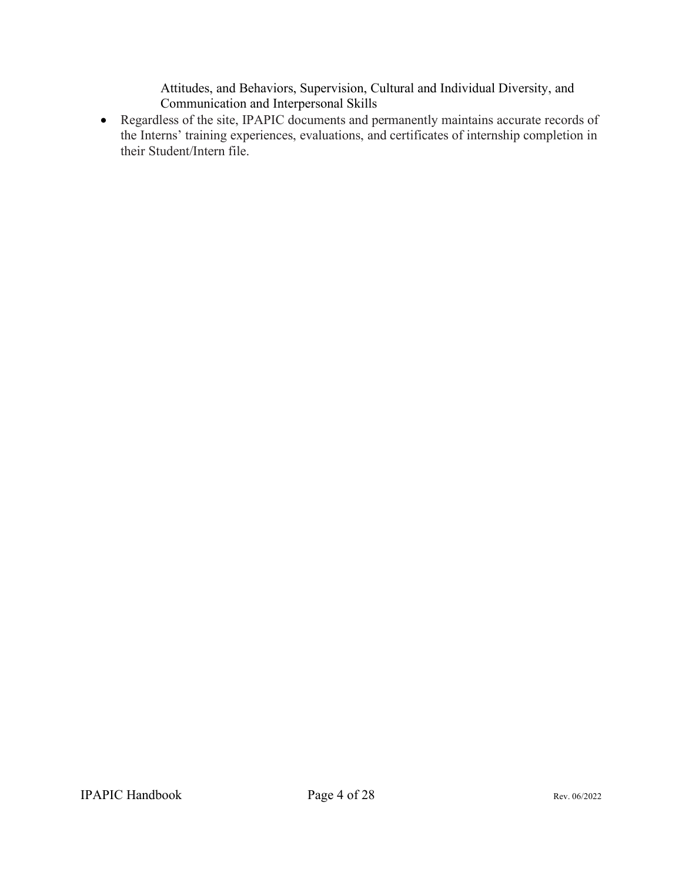Attitudes, and Behaviors, Supervision, Cultural and Individual Diversity, and Communication and Interpersonal Skills

- Regardless of the site, IPAPIC documents and permanently maintains accurate records of the Interns' training experiences, evaluations, and certificates of internship completion in their Student/Intern file.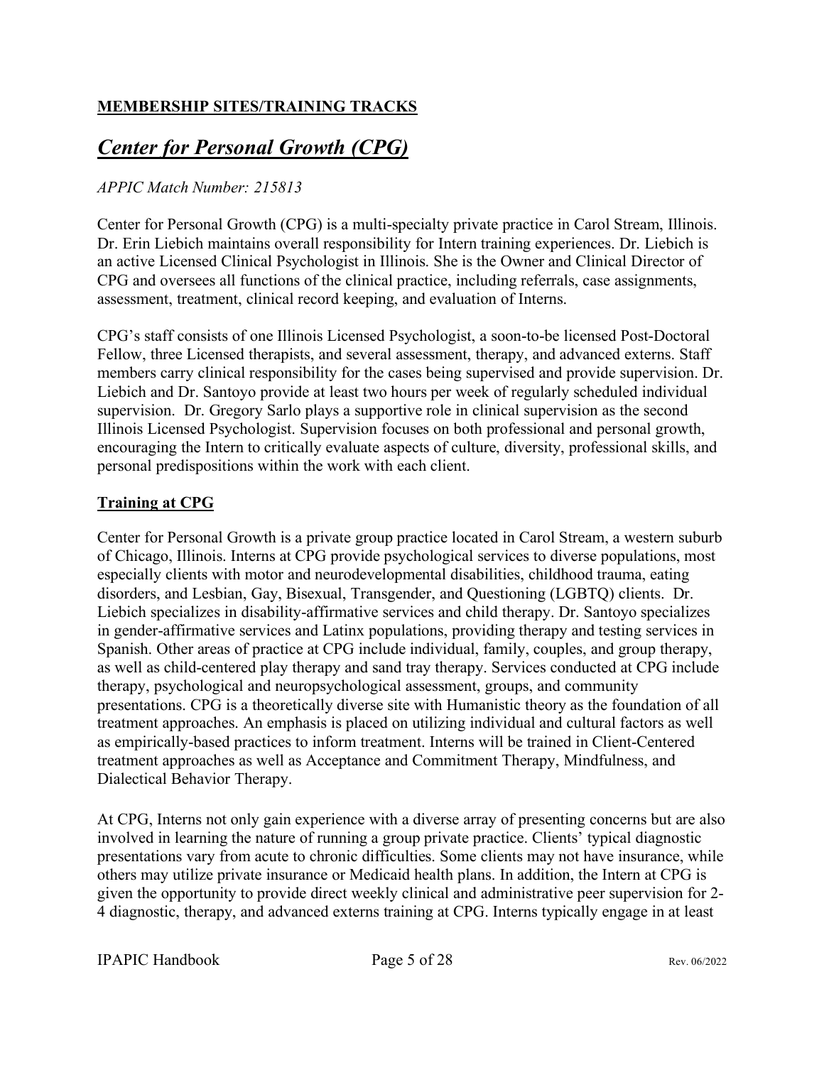## **MEMBERSHIP SITES/TRAINING TRACKS**

# ***Center for Personal Growth (CPG)***

*APPIC Match Number: 215813*

Center for Personal Growth (CPG) is a multi-specialty private practice in Carol Stream, Illinois. Dr. Erin Liebich maintains overall responsibility for Intern training experiences. Dr. Liebich is an active Licensed Clinical Psychologist in Illinois. She is the Owner and Clinical Director of CPG and oversees all functions of the clinical practice, including referrals, case assignments, assessment, treatment, clinical record keeping, and evaluation of Interns.

CPG's staff consists of one Illinois Licensed Psychologist, a soon-to-be licensed Post-Doctoral Fellow, three Licensed therapists, and several assessment, therapy, and advanced externs. Staff members carry clinical responsibility for the cases being supervised and provide supervision. Dr. Liebich and Dr. Santoyo provide at least two hours per week of regularly scheduled individual supervision. Dr. Gregory Sarlo plays a supportive role in clinical supervision as the second Illinois Licensed Psychologist. Supervision focuses on both professional and personal growth, encouraging the Intern to critically evaluate aspects of culture, diversity, professional skills, and personal predispositions within the work with each client.

### **Training at CPG**

Center for Personal Growth is a private group practice located in Carol Stream, a western suburb of Chicago, Illinois. Interns at CPG provide psychological services to diverse populations, most especially clients with motor and neurodevelopmental disabilities, childhood trauma, eating disorders, and Lesbian, Gay, Bisexual, Transgender, and Questioning (LGBTQ) clients. Dr. Liebich specializes in disability-affirmative services and child therapy. Dr. Santoyo specializes in gender-affirmative services and Latinx populations, providing therapy and testing services in Spanish. Other areas of practice at CPG include individual, family, couples, and group therapy, as well as child-centered play therapy and sand tray therapy. Services conducted at CPG include therapy, psychological and neuropsychological assessment, groups, and community presentations. CPG is a theoretically diverse site with Humanistic theory as the foundation of all treatment approaches. An emphasis is placed on utilizing individual and cultural factors as well as empirically-based practices to inform treatment. Interns will be trained in Client-Centered treatment approaches as well as Acceptance and Commitment Therapy, Mindfulness, and Dialectical Behavior Therapy.

At CPG, Interns not only gain experience with a diverse array of presenting concerns but are also involved in learning the nature of running a group private practice. Clients' typical diagnostic presentations vary from acute to chronic difficulties. Some clients may not have insurance, while others may utilize private insurance or Medicaid health plans. In addition, the Intern at CPG is given the opportunity to provide direct weekly clinical and administrative peer supervision for 2-4 diagnostic, therapy, and advanced externs training at CPG. Interns typically engage in at least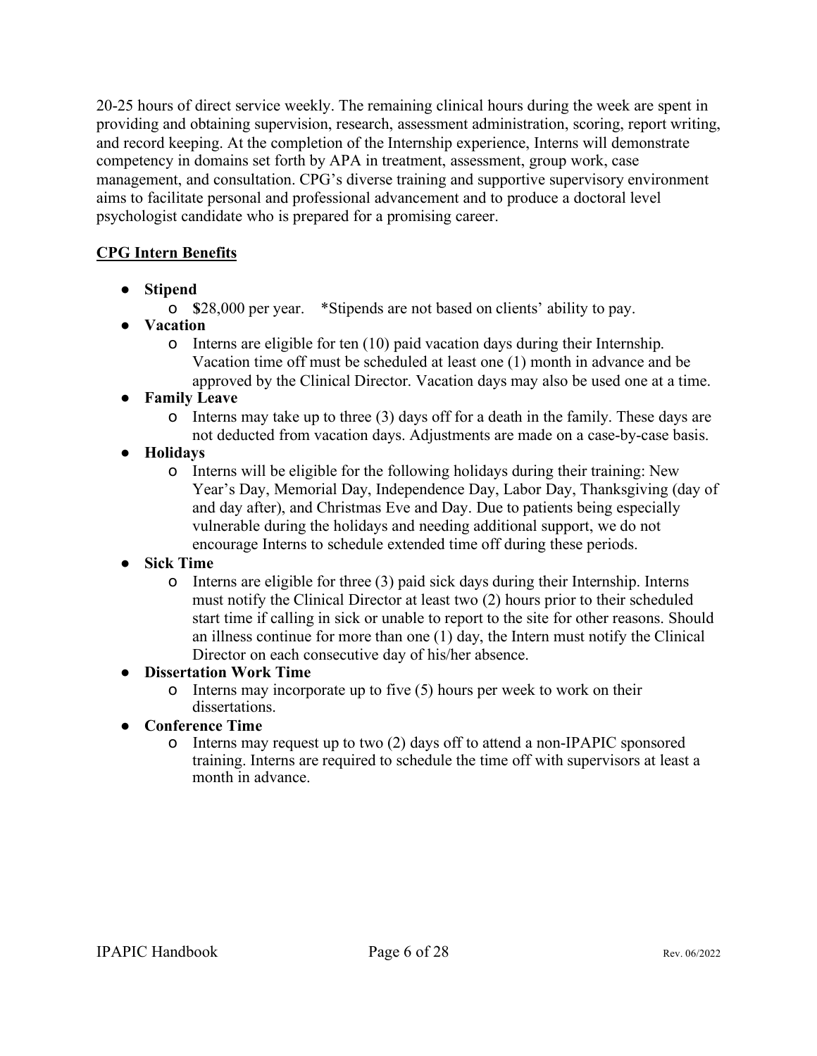20-25 hours of direct service weekly. The remaining clinical hours during the week are spent in providing and obtaining supervision, research, assessment administration, scoring, report writing, and record keeping. At the completion of the Internship experience, Interns will demonstrate competency in domains set forth by APA in treatment, assessment, group work, case management, and consultation. CPG's diverse training and supportive supervisory environment aims to facilitate personal and professional advancement and to produce a doctoral level psychologist candidate who is prepared for a promising career.

**CPG Intern Benefits**

- **Stipend**
  - $28,000 per year. *Stipends are not based on clients' ability to pay.
- **Vacation**
  - Interns are eligible for ten (10) paid vacation days during their Internship. Vacation time off must be scheduled at least one (1) month in advance and be approved by the Clinical Director. Vacation days may also be used one at a time.
- **Family Leave**
  - Interns may take up to three (3) days off for a death in the family. These days are not deducted from vacation days. Adjustments are made on a case-by-case basis.
- **Holidays**
  - Interns will be eligible for the following holidays during their training: New Year's Day, Memorial Day, Independence Day, Labor Day, Thanksgiving (day of and day after), and Christmas Eve and Day. Due to patients being especially vulnerable during the holidays and needing additional support, we do not encourage Interns to schedule extended time off during these periods.
- **Sick Time**
  - Interns are eligible for three (3) paid sick days during their Internship. Interns must notify the Clinical Director at least two (2) hours prior to their scheduled start time if calling in sick or unable to report to the site for other reasons. Should an illness continue for more than one (1) day, the Intern must notify the Clinical Director on each consecutive day of his/her absence.
- **Dissertation Work Time**
  - Interns may incorporate up to five (5) hours per week to work on their dissertations.
- **Conference Time**
  - Interns may request up to two (2) days off to attend a non-IPAPIC sponsored training. Interns are required to schedule the time off with supervisors at least a month in advance.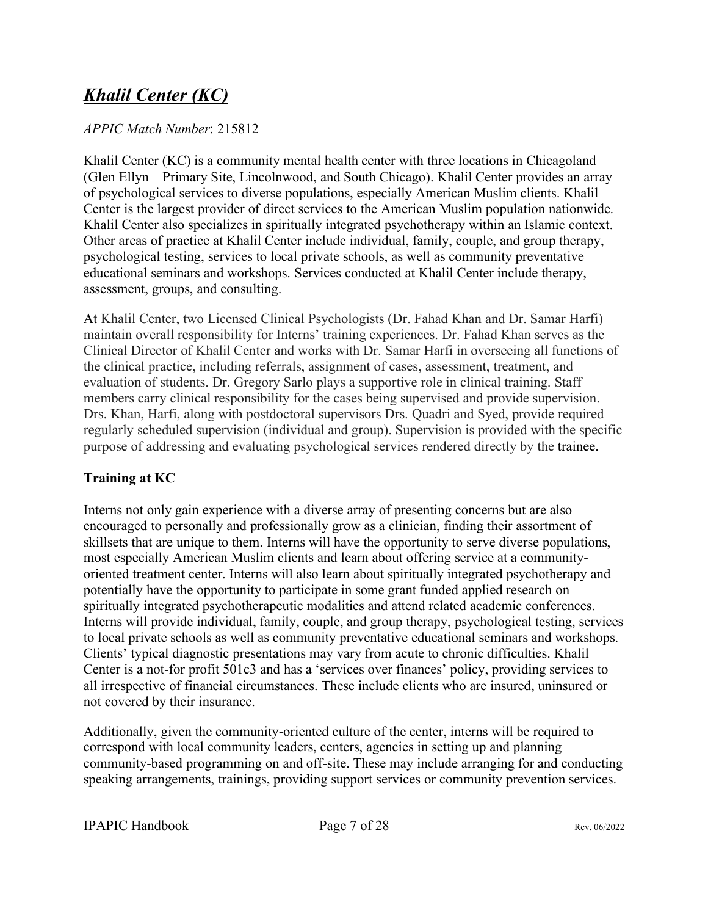## ***Khalil Center (KC)***

*APPIC Match Number*: 215812

Khalil Center (KC) is a community mental health center with three locations in Chicagoland (Glen Ellyn – Primary Site, Lincolnwood, and South Chicago). Khalil Center provides an array of psychological services to diverse populations, especially American Muslim clients. Khalil Center is the largest provider of direct services to the American Muslim population nationwide. Khalil Center also specializes in spiritually integrated psychotherapy within an Islamic context. Other areas of practice at Khalil Center include individual, family, couple, and group therapy, psychological testing, services to local private schools, as well as community preventative educational seminars and workshops. Services conducted at Khalil Center include therapy, assessment, groups, and consulting.

At Khalil Center, two Licensed Clinical Psychologists (Dr. Fahad Khan and Dr. Samar Harfi) maintain overall responsibility for Interns' training experiences. Dr. Fahad Khan serves as the Clinical Director of Khalil Center and works with Dr. Samar Harfi in overseeing all functions of the clinical practice, including referrals, assignment of cases, assessment, treatment, and evaluation of students. Dr. Gregory Sarlo plays a supportive role in clinical training. Staff members carry clinical responsibility for the cases being supervised and provide supervision. Drs. Khan, Harfi, along with postdoctoral supervisors Drs. Quadri and Syed, provide required regularly scheduled supervision (individual and group). Supervision is provided with the specific purpose of addressing and evaluating psychological services rendered directly by the trainee.

**Training at KC**

Interns not only gain experience with a diverse array of presenting concerns but are also encouraged to personally and professionally grow as a clinician, finding their assortment of skillsets that are unique to them. Interns will have the opportunity to serve diverse populations, most especially American Muslim clients and learn about offering service at a community-oriented treatment center. Interns will also learn about spiritually integrated psychotherapy and potentially have the opportunity to participate in some grant funded applied research on spiritually integrated psychotherapeutic modalities and attend related academic conferences. Interns will provide individual, family, couple, and group therapy, psychological testing, services to local private schools as well as community preventative educational seminars and workshops. Clients' typical diagnostic presentations may vary from acute to chronic difficulties. Khalil Center is a not-for profit 501c3 and has a 'services over finances' policy, providing services to all irrespective of financial circumstances. These include clients who are insured, uninsured or not covered by their insurance.

Additionally, given the community-oriented culture of the center, interns will be required to correspond with local community leaders, centers, agencies in setting up and planning community-based programming on and off-site. These may include arranging for and conducting speaking arrangements, trainings, providing support services or community prevention services.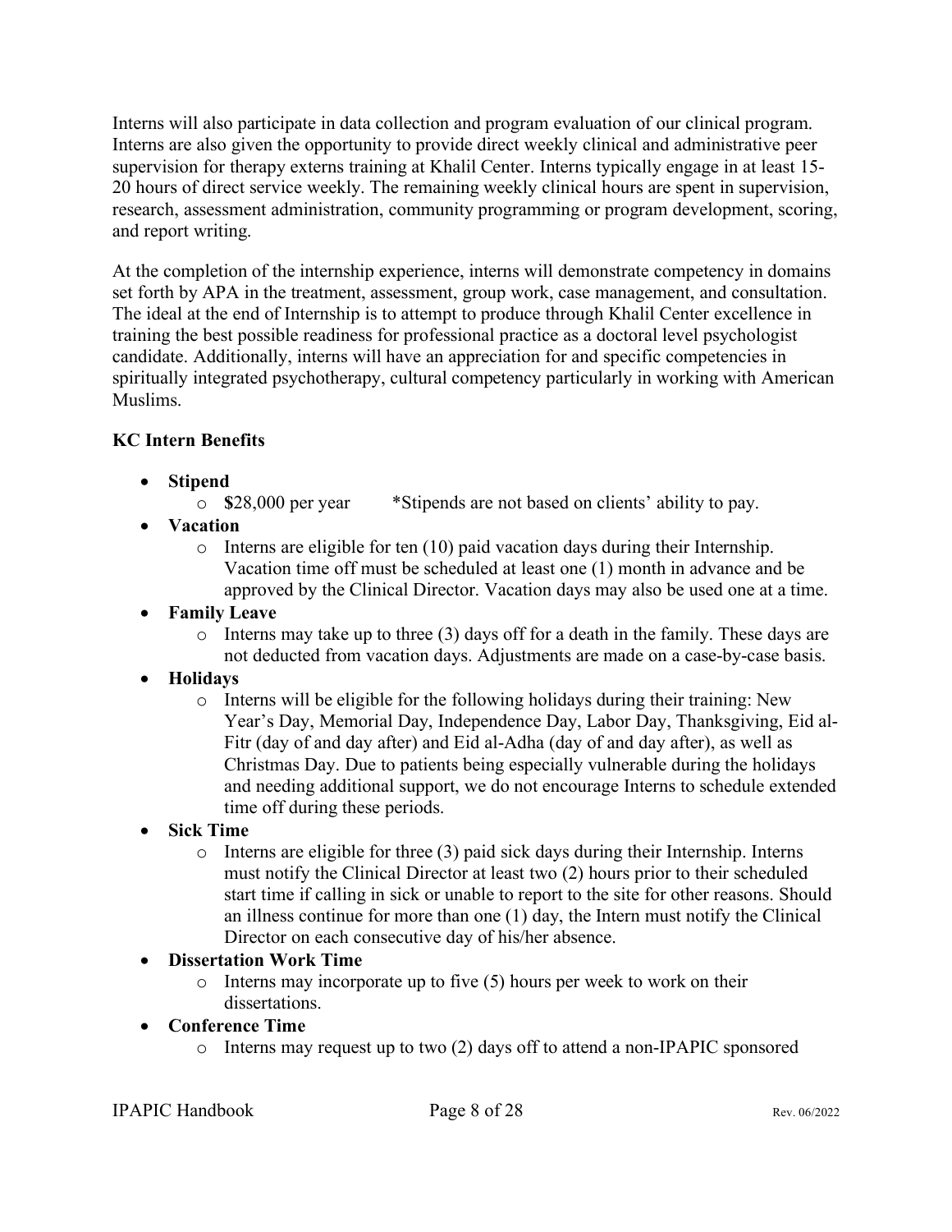Interns will also participate in data collection and program evaluation of our clinical program. Interns are also given the opportunity to provide direct weekly clinical and administrative peer supervision for therapy externs training at Khalil Center. Interns typically engage in at least 15-20 hours of direct service weekly. The remaining weekly clinical hours are spent in supervision, research, assessment administration, community programming or program development, scoring, and report writing.

At the completion of the internship experience, interns will demonstrate competency in domains set forth by APA in the treatment, assessment, group work, case management, and consultation. The ideal at the end of Internship is to attempt to produce through Khalil Center excellence in training the best possible readiness for professional practice as a doctoral level psychologist candidate. Additionally, interns will have an appreciation for and specific competencies in spiritually integrated psychotherapy, cultural competency particularly in working with American Muslims.

**KC Intern Benefits**

- **Stipend**
  - **$**28,000 per year *Stipends are not based on clients' ability to pay.
- **Vacation**
  - Interns are eligible for ten (10) paid vacation days during their Internship. Vacation time off must be scheduled at least one (1) month in advance and be approved by the Clinical Director. Vacation days may also be used one at a time.
- **Family Leave**
  - Interns may take up to three (3) days off for a death in the family. These days are not deducted from vacation days. Adjustments are made on a case-by-case basis.
- **Holidays**
  - Interns will be eligible for the following holidays during their training: New Year's Day, Memorial Day, Independence Day, Labor Day, Thanksgiving, Eid al-Fitr (day of and day after) and Eid al-Adha (day of and day after), as well as Christmas Day. Due to patients being especially vulnerable during the holidays and needing additional support, we do not encourage Interns to schedule extended time off during these periods.
- **Sick Time**
  - Interns are eligible for three (3) paid sick days during their Internship. Interns must notify the Clinical Director at least two (2) hours prior to their scheduled start time if calling in sick or unable to report to the site for other reasons. Should an illness continue for more than one (1) day, the Intern must notify the Clinical Director on each consecutive day of his/her absence.
- **Dissertation Work Time**
  - Interns may incorporate up to five (5) hours per week to work on their dissertations.
- **Conference Time**
  - Interns may request up to two (2) days off to attend a non-IPAPIC sponsored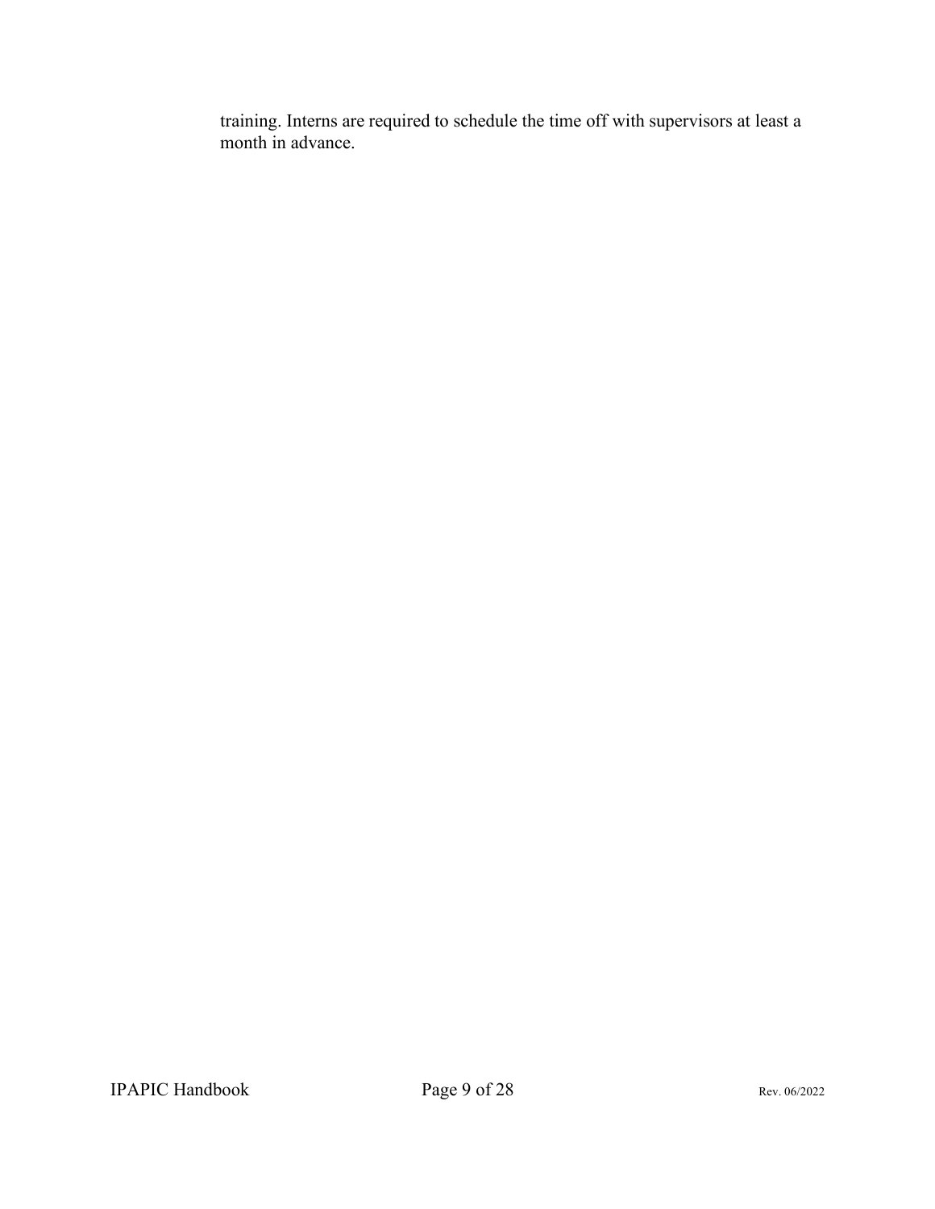training. Interns are required to schedule the time off with supervisors at least a month in advance.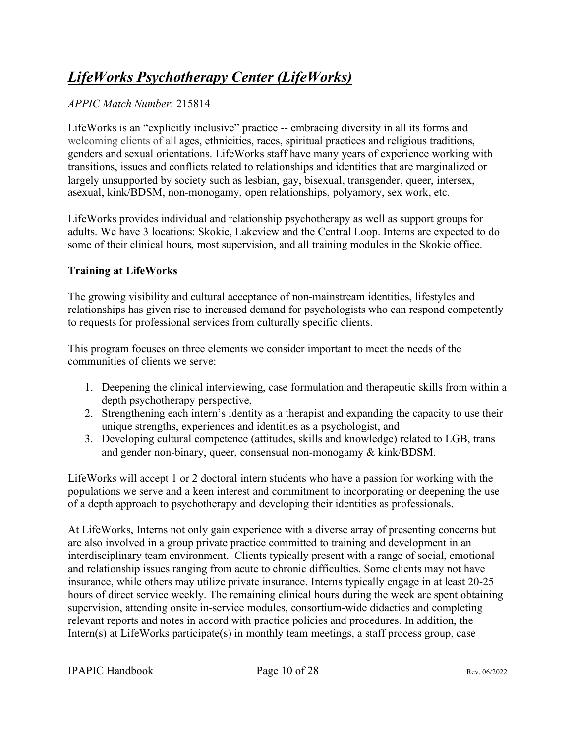## *LifeWorks Psychotherapy Center (LifeWorks)*

*APPIC Match Number*: 215814

LifeWorks is an "explicitly inclusive" practice -- embracing diversity in all its forms and welcoming clients of all ages, ethnicities, races, spiritual practices and religious traditions, genders and sexual orientations. LifeWorks staff have many years of experience working with transitions, issues and conflicts related to relationships and identities that are marginalized or largely unsupported by society such as lesbian, gay, bisexual, transgender, queer, intersex, asexual, kink/BDSM, non-monogamy, open relationships, polyamory, sex work, etc.

LifeWorks provides individual and relationship psychotherapy as well as support groups for adults. We have 3 locations: Skokie, Lakeview and the Central Loop. Interns are expected to do some of their clinical hours, most supervision, and all training modules in the Skokie office.

**Training at LifeWorks**

The growing visibility and cultural acceptance of non-mainstream identities, lifestyles and relationships has given rise to increased demand for psychologists who can respond competently to requests for professional services from culturally specific clients.

This program focuses on three elements we consider important to meet the needs of the communities of clients we serve:

1. Deepening the clinical interviewing, case formulation and therapeutic skills from within a depth psychotherapy perspective,
2. Strengthening each intern's identity as a therapist and expanding the capacity to use their unique strengths, experiences and identities as a psychologist, and
3. Developing cultural competence (attitudes, skills and knowledge) related to LGB, trans and gender non-binary, queer, consensual non-monogamy & kink/BDSM.

LifeWorks will accept 1 or 2 doctoral intern students who have a passion for working with the populations we serve and a keen interest and commitment to incorporating or deepening the use of a depth approach to psychotherapy and developing their identities as professionals.

At LifeWorks, Interns not only gain experience with a diverse array of presenting concerns but are also involved in a group private practice committed to training and development in an interdisciplinary team environment. Clients typically present with a range of social, emotional and relationship issues ranging from acute to chronic difficulties. Some clients may not have insurance, while others may utilize private insurance. Interns typically engage in at least 20-25 hours of direct service weekly. The remaining clinical hours during the week are spent obtaining supervision, attending onsite in-service modules, consortium-wide didactics and completing relevant reports and notes in accord with practice policies and procedures. In addition, the Intern(s) at LifeWorks participate(s) in monthly team meetings, a staff process group, case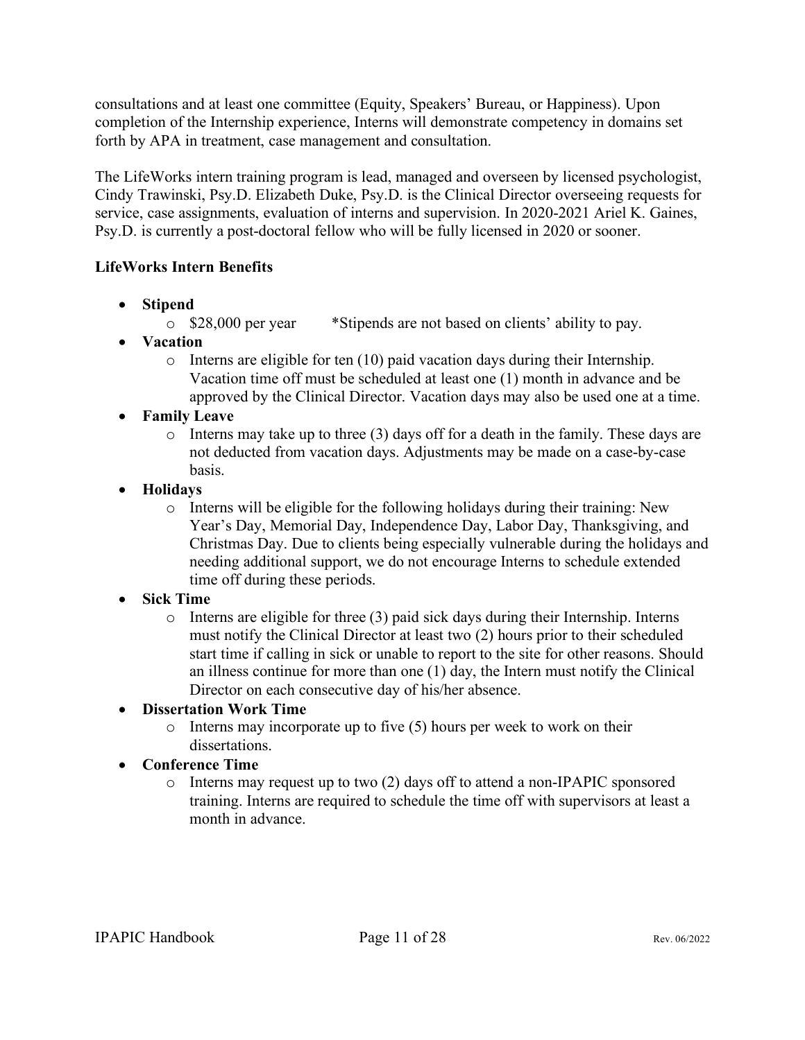consultations and at least one committee (Equity, Speakers' Bureau, or Happiness). Upon completion of the Internship experience, Interns will demonstrate competency in domains set forth by APA in treatment, case management and consultation.

The LifeWorks intern training program is lead, managed and overseen by licensed psychologist, Cindy Trawinski, Psy.D. Elizabeth Duke, Psy.D. is the Clinical Director overseeing requests for service, case assignments, evaluation of interns and supervision. In 2020-2021 Ariel K. Gaines, Psy.D. is currently a post-doctoral fellow who will be fully licensed in 2020 or sooner.

**LifeWorks Intern Benefits**

- **Stipend**
  - $28,000 per year *Stipends are not based on clients' ability to pay.
- **Vacation**
  - Interns are eligible for ten (10) paid vacation days during their Internship. Vacation time off must be scheduled at least one (1) month in advance and be approved by the Clinical Director. Vacation days may also be used one at a time.
- **Family Leave**
  - Interns may take up to three (3) days off for a death in the family. These days are not deducted from vacation days. Adjustments may be made on a case-by-case basis.
- **Holidays**
  - Interns will be eligible for the following holidays during their training: New Year's Day, Memorial Day, Independence Day, Labor Day, Thanksgiving, and Christmas Day. Due to clients being especially vulnerable during the holidays and needing additional support, we do not encourage Interns to schedule extended time off during these periods.
- **Sick Time**
  - Interns are eligible for three (3) paid sick days during their Internship. Interns must notify the Clinical Director at least two (2) hours prior to their scheduled start time if calling in sick or unable to report to the site for other reasons. Should an illness continue for more than one (1) day, the Intern must notify the Clinical Director on each consecutive day of his/her absence.
- **Dissertation Work Time**
  - Interns may incorporate up to five (5) hours per week to work on their dissertations.
- **Conference Time**
  - Interns may request up to two (2) days off to attend a non-IPAPIC sponsored training. Interns are required to schedule the time off with supervisors at least a month in advance.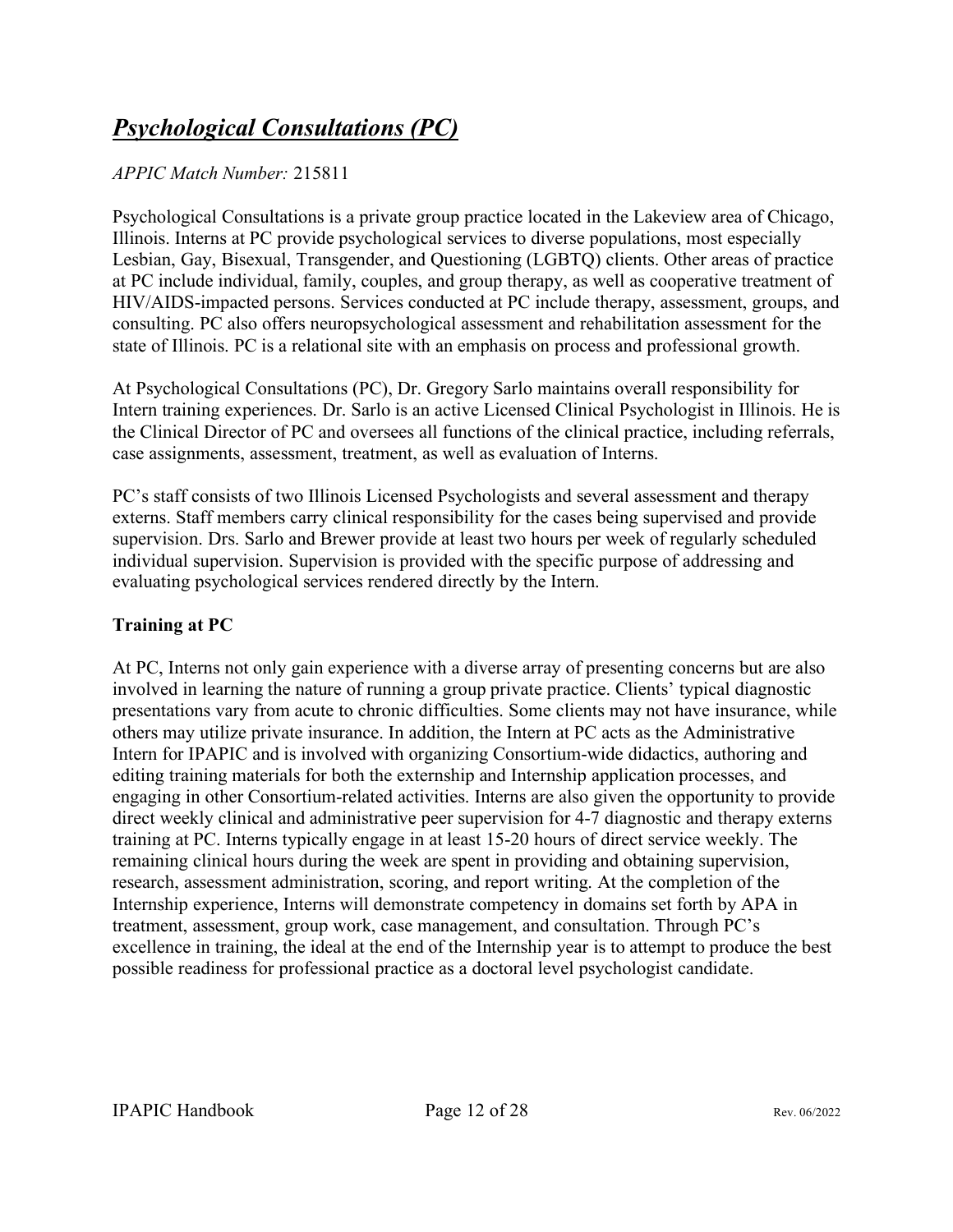## ***Psychological Consultations (PC)***

*APPIC Match Number:* 215811

Psychological Consultations is a private group practice located in the Lakeview area of Chicago, Illinois. Interns at PC provide psychological services to diverse populations, most especially Lesbian, Gay, Bisexual, Transgender, and Questioning (LGBTQ) clients. Other areas of practice at PC include individual, family, couples, and group therapy, as well as cooperative treatment of HIV/AIDS-impacted persons. Services conducted at PC include therapy, assessment, groups, and consulting. PC also offers neuropsychological assessment and rehabilitation assessment for the state of Illinois. PC is a relational site with an emphasis on process and professional growth.

At Psychological Consultations (PC), Dr. Gregory Sarlo maintains overall responsibility for Intern training experiences. Dr. Sarlo is an active Licensed Clinical Psychologist in Illinois. He is the Clinical Director of PC and oversees all functions of the clinical practice, including referrals, case assignments, assessment, treatment, as well as evaluation of Interns.

PC's staff consists of two Illinois Licensed Psychologists and several assessment and therapy externs. Staff members carry clinical responsibility for the cases being supervised and provide supervision. Drs. Sarlo and Brewer provide at least two hours per week of regularly scheduled individual supervision. Supervision is provided with the specific purpose of addressing and evaluating psychological services rendered directly by the Intern.

### **Training at PC**

At PC, Interns not only gain experience with a diverse array of presenting concerns but are also involved in learning the nature of running a group private practice. Clients' typical diagnostic presentations vary from acute to chronic difficulties. Some clients may not have insurance, while others may utilize private insurance. In addition, the Intern at PC acts as the Administrative Intern for IPAPIC and is involved with organizing Consortium-wide didactics, authoring and editing training materials for both the externship and Internship application processes, and engaging in other Consortium-related activities. Interns are also given the opportunity to provide direct weekly clinical and administrative peer supervision for 4-7 diagnostic and therapy externs training at PC. Interns typically engage in at least 15-20 hours of direct service weekly. The remaining clinical hours during the week are spent in providing and obtaining supervision, research, assessment administration, scoring, and report writing. At the completion of the Internship experience, Interns will demonstrate competency in domains set forth by APA in treatment, assessment, group work, case management, and consultation. Through PC's excellence in training, the ideal at the end of the Internship year is to attempt to produce the best possible readiness for professional practice as a doctoral level psychologist candidate.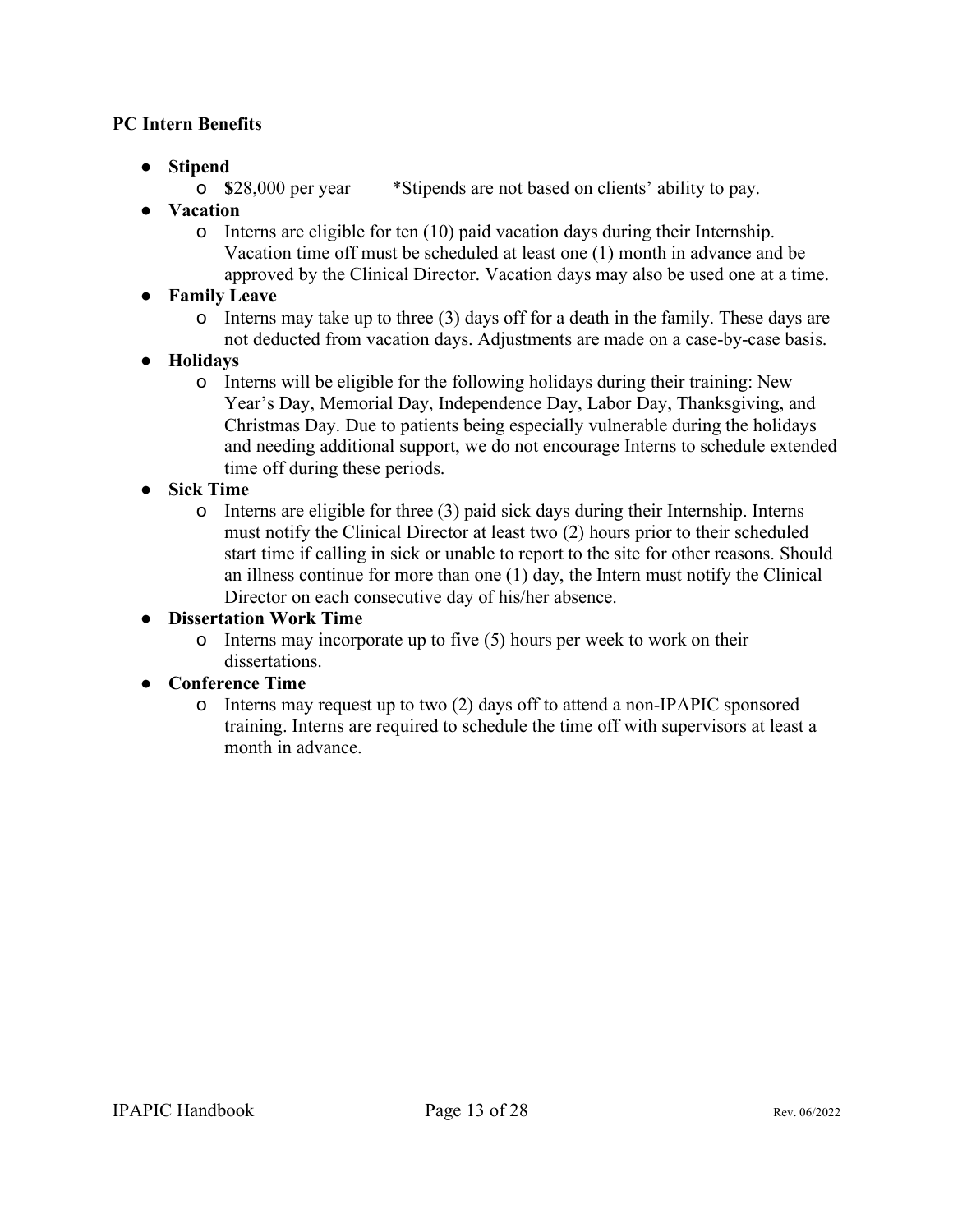**PC Intern Benefits**

- **Stipend**
  - $28,000 per year *Stipends are not based on clients' ability to pay.
- **Vacation**
  - Interns are eligible for ten (10) paid vacation days during their Internship. Vacation time off must be scheduled at least one (1) month in advance and be approved by the Clinical Director. Vacation days may also be used one at a time.
- **Family Leave**
  - Interns may take up to three (3) days off for a death in the family. These days are not deducted from vacation days. Adjustments are made on a case-by-case basis.
- **Holidays**
  - Interns will be eligible for the following holidays during their training: New Year's Day, Memorial Day, Independence Day, Labor Day, Thanksgiving, and Christmas Day. Due to patients being especially vulnerable during the holidays and needing additional support, we do not encourage Interns to schedule extended time off during these periods.
- **Sick Time**
  - Interns are eligible for three (3) paid sick days during their Internship. Interns must notify the Clinical Director at least two (2) hours prior to their scheduled start time if calling in sick or unable to report to the site for other reasons. Should an illness continue for more than one (1) day, the Intern must notify the Clinical Director on each consecutive day of his/her absence.
- **Dissertation Work Time**
  - Interns may incorporate up to five (5) hours per week to work on their dissertations.
- **Conference Time**
  - Interns may request up to two (2) days off to attend a non-IPAPIC sponsored training. Interns are required to schedule the time off with supervisors at least a month in advance.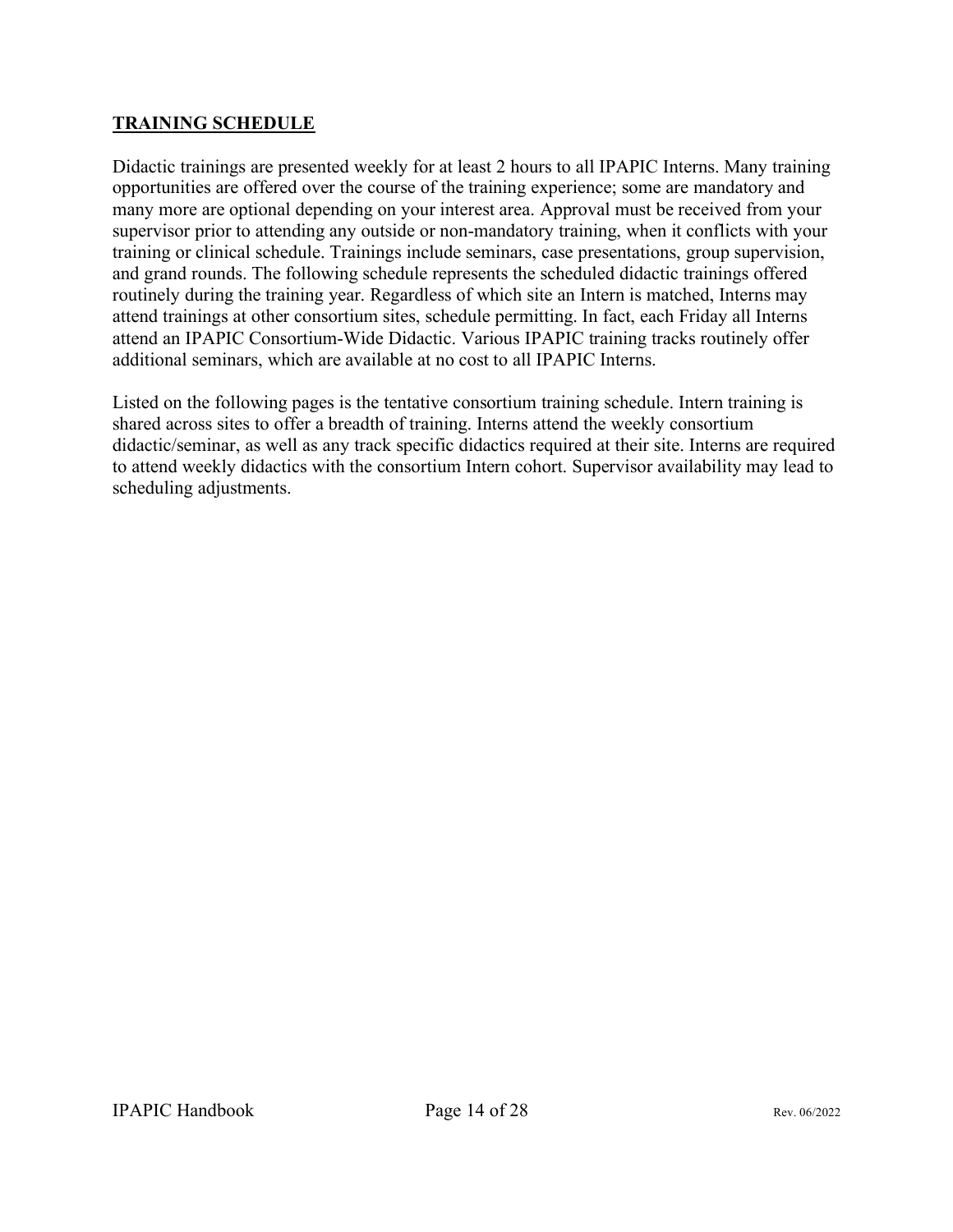## **TRAINING SCHEDULE**

Didactic trainings are presented weekly for at least 2 hours to all IPAPIC Interns. Many training opportunities are offered over the course of the training experience; some are mandatory and many more are optional depending on your interest area. Approval must be received from your supervisor prior to attending any outside or non-mandatory training, when it conflicts with your training or clinical schedule. Trainings include seminars, case presentations, group supervision, and grand rounds. The following schedule represents the scheduled didactic trainings offered routinely during the training year. Regardless of which site an Intern is matched, Interns may attend trainings at other consortium sites, schedule permitting. In fact, each Friday all Interns attend an IPAPIC Consortium-Wide Didactic. Various IPAPIC training tracks routinely offer additional seminars, which are available at no cost to all IPAPIC Interns.

Listed on the following pages is the tentative consortium training schedule. Intern training is shared across sites to offer a breadth of training. Interns attend the weekly consortium didactic/seminar, as well as any track specific didactics required at their site. Interns are required to attend weekly didactics with the consortium Intern cohort. Supervisor availability may lead to scheduling adjustments.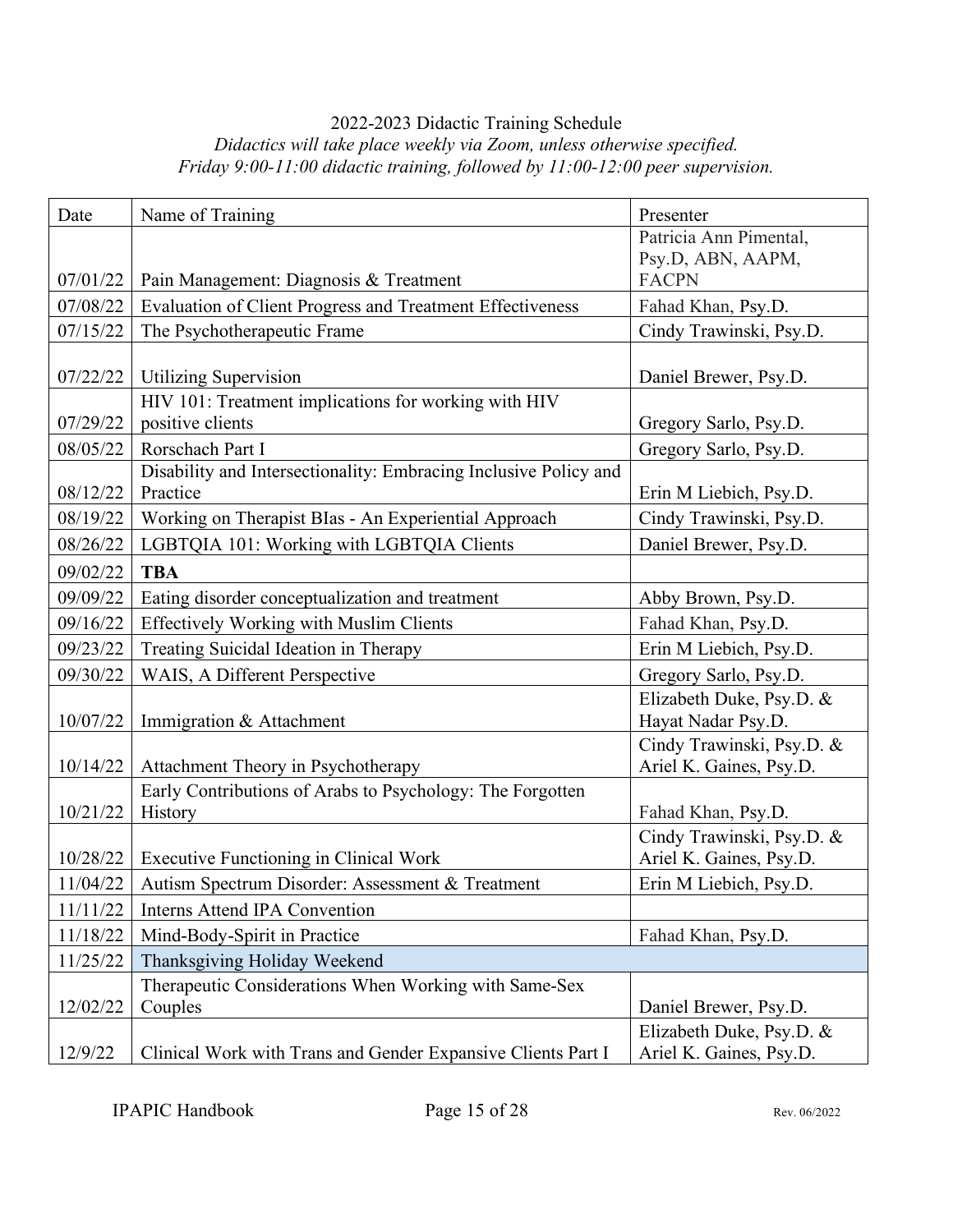2022-2023 Didactic Training Schedule

*Didactics will take place weekly via Zoom, unless otherwise specified.*
*Friday 9:00-11:00 didactic training, followed by 11:00-12:00 peer supervision.*

| Date | Name of Training | Presenter |
|---|---|---|
| 07/01/22 | Pain Management: Diagnosis & Treatment | Patricia Ann Pimental, Psy.D, ABN, AAPM, FACPN |
| 07/08/22 | Evaluation of Client Progress and Treatment Effectiveness | Fahad Khan, Psy.D. |
| 07/15/22 | The Psychotherapeutic Frame | Cindy Trawinski, Psy.D. |
| 07/22/22 | Utilizing Supervision | Daniel Brewer, Psy.D. |
| 07/29/22 | HIV 101: Treatment implications for working with HIV positive clients | Gregory Sarlo, Psy.D. |
| 08/05/22 | Rorschach Part I | Gregory Sarlo, Psy.D. |
| 08/12/22 | Disability and Intersectionality: Embracing Inclusive Policy and Practice | Erin M Liebich, Psy.D. |
| 08/19/22 | Working on Therapist BIas - An Experiential Approach | Cindy Trawinski, Psy.D. |
| 08/26/22 | LGBTQIA 101: Working with LGBTQIA Clients | Daniel Brewer, Psy.D. |
| 09/02/22 | **TBA** | |
| 09/09/22 | Eating disorder conceptualization and treatment | Abby Brown, Psy.D. |
| 09/16/22 | Effectively Working with Muslim Clients | Fahad Khan, Psy.D. |
| 09/23/22 | Treating Suicidal Ideation in Therapy | Erin M Liebich, Psy.D. |
| 09/30/22 | WAIS, A Different Perspective | Gregory Sarlo, Psy.D. |
| 10/07/22 | Immigration & Attachment | Elizabeth Duke, Psy.D. & Hayat Nadar Psy.D. |
| 10/14/22 | Attachment Theory in Psychotherapy | Cindy Trawinski, Psy.D. & Ariel K. Gaines, Psy.D. |
| 10/21/22 | Early Contributions of Arabs to Psychology: The Forgotten History | Fahad Khan, Psy.D. |
| 10/28/22 | Executive Functioning in Clinical Work | Cindy Trawinski, Psy.D. & Ariel K. Gaines, Psy.D. |
| 11/04/22 | Autism Spectrum Disorder: Assessment & Treatment | Erin M Liebich, Psy.D. |
| 11/11/22 | Interns Attend IPA Convention | |
| 11/18/22 | Mind-Body-Spirit in Practice | Fahad Khan, Psy.D. |
| 11/25/22 | Thanksgiving Holiday Weekend | |
| 12/02/22 | Therapeutic Considerations When Working with Same-Sex Couples | Daniel Brewer, Psy.D. |
| 12/9/22 | Clinical Work with Trans and Gender Expansive Clients Part I | Elizabeth Duke, Psy.D. & Ariel K. Gaines, Psy.D. |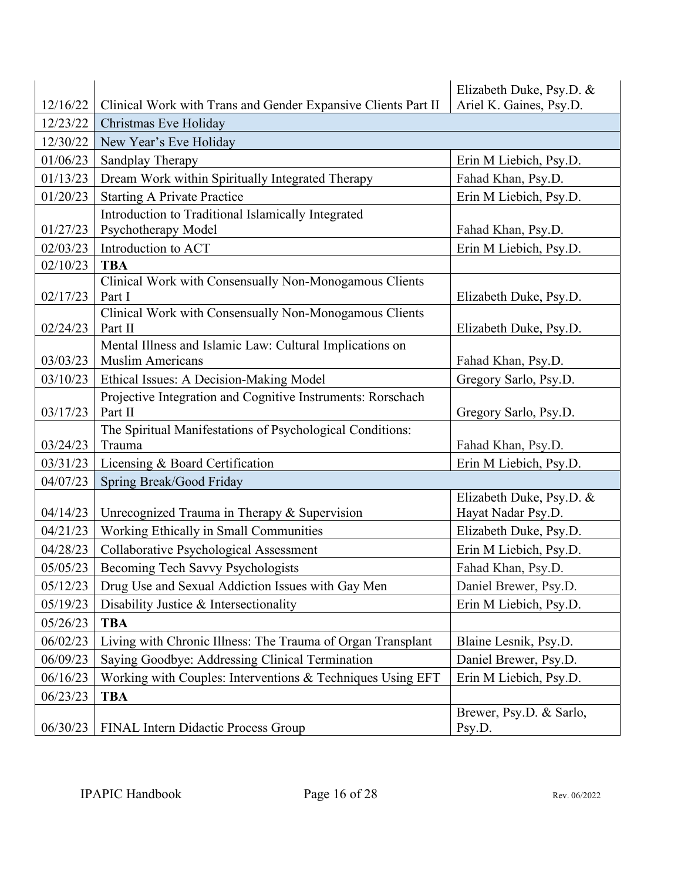| | | |
|---|---|---|
| 12/16/22 | Clinical Work with Trans and Gender Expansive Clients Part II | Elizabeth Duke, Psy.D. & Ariel K. Gaines, Psy.D. |
| 12/23/22 | Christmas Eve Holiday | |
| 12/30/22 | New Year's Eve Holiday | |
| 01/06/23 | Sandplay Therapy | Erin M Liebich, Psy.D. |
| 01/13/23 | Dream Work within Spiritually Integrated Therapy | Fahad Khan, Psy.D. |
| 01/20/23 | Starting A Private Practice | Erin M Liebich, Psy.D. |
| 01/27/23 | Introduction to Traditional Islamically Integrated Psychotherapy Model | Fahad Khan, Psy.D. |
| 02/03/23 | Introduction to ACT | Erin M Liebich, Psy.D. |
| 02/10/23 | **TBA** | |
| 02/17/23 | Clinical Work with Consensually Non-Monogamous Clients Part I | Elizabeth Duke, Psy.D. |
| 02/24/23 | Clinical Work with Consensually Non-Monogamous Clients Part II | Elizabeth Duke, Psy.D. |
| 03/03/23 | Mental Illness and Islamic Law: Cultural Implications on Muslim Americans | Fahad Khan, Psy.D. |
| 03/10/23 | Ethical Issues: A Decision-Making Model | Gregory Sarlo, Psy.D. |
| 03/17/23 | Projective Integration and Cognitive Instruments: Rorschach Part II | Gregory Sarlo, Psy.D. |
| 03/24/23 | The Spiritual Manifestations of Psychological Conditions: Trauma | Fahad Khan, Psy.D. |
| 03/31/23 | Licensing & Board Certification | Erin M Liebich, Psy.D. |
| 04/07/23 | Spring Break/Good Friday | |
| 04/14/23 | Unrecognized Trauma in Therapy & Supervision | Elizabeth Duke, Psy.D. & Hayat Nadar Psy.D. |
| 04/21/23 | Working Ethically in Small Communities | Elizabeth Duke, Psy.D. |
| 04/28/23 | Collaborative Psychological Assessment | Erin M Liebich, Psy.D. |
| 05/05/23 | Becoming Tech Savvy Psychologists | Fahad Khan, Psy.D. |
| 05/12/23 | Drug Use and Sexual Addiction Issues with Gay Men | Daniel Brewer, Psy.D. |
| 05/19/23 | Disability Justice & Intersectionality | Erin M Liebich, Psy.D. |
| 05/26/23 | **TBA** | |
| 06/02/23 | Living with Chronic Illness: The Trauma of Organ Transplant | Blaine Lesnik, Psy.D. |
| 06/09/23 | Saying Goodbye: Addressing Clinical Termination | Daniel Brewer, Psy.D. |
| 06/16/23 | Working with Couples: Interventions & Techniques Using EFT | Erin M Liebich, Psy.D. |
| 06/23/23 | **TBA** | |
| 06/30/23 | FINAL Intern Didactic Process Group | Brewer, Psy.D. & Sarlo, Psy.D. |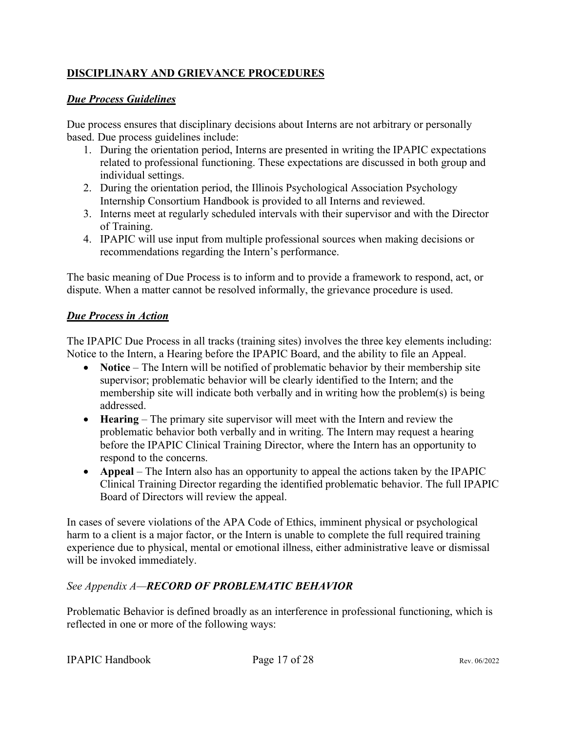## DISCIPLINARY AND GRIEVANCE PROCEDURES

### ***Due Process Guidelines***

Due process ensures that disciplinary decisions about Interns are not arbitrary or personally based. Due process guidelines include:

1. During the orientation period, Interns are presented in writing the IPAPIC expectations related to professional functioning. These expectations are discussed in both group and individual settings.
2. During the orientation period, the Illinois Psychological Association Psychology Internship Consortium Handbook is provided to all Interns and reviewed.
3. Interns meet at regularly scheduled intervals with their supervisor and with the Director of Training.
4. IPAPIC will use input from multiple professional sources when making decisions or recommendations regarding the Intern's performance.

The basic meaning of Due Process is to inform and to provide a framework to respond, act, or dispute. When a matter cannot be resolved informally, the grievance procedure is used.

### ***Due Process in Action***

The IPAPIC Due Process in all tracks (training sites) involves the three key elements including: Notice to the Intern, a Hearing before the IPAPIC Board, and the ability to file an Appeal.

- **Notice** – The Intern will be notified of problematic behavior by their membership site supervisor; problematic behavior will be clearly identified to the Intern; and the membership site will indicate both verbally and in writing how the problem(s) is being addressed.
- **Hearing** – The primary site supervisor will meet with the Intern and review the problematic behavior both verbally and in writing. The Intern may request a hearing before the IPAPIC Clinical Training Director, where the Intern has an opportunity to respond to the concerns.
- **Appeal** – The Intern also has an opportunity to appeal the actions taken by the IPAPIC Clinical Training Director regarding the identified problematic behavior. The full IPAPIC Board of Directors will review the appeal.

In cases of severe violations of the APA Code of Ethics, imminent physical or psychological harm to a client is a major factor, or the Intern is unable to complete the full required training experience due to physical, mental or emotional illness, either administrative leave or dismissal will be invoked immediately.

*See Appendix A—**RECORD OF PROBLEMATIC BEHAVIOR***

Problematic Behavior is defined broadly as an interference in professional functioning, which is reflected in one or more of the following ways: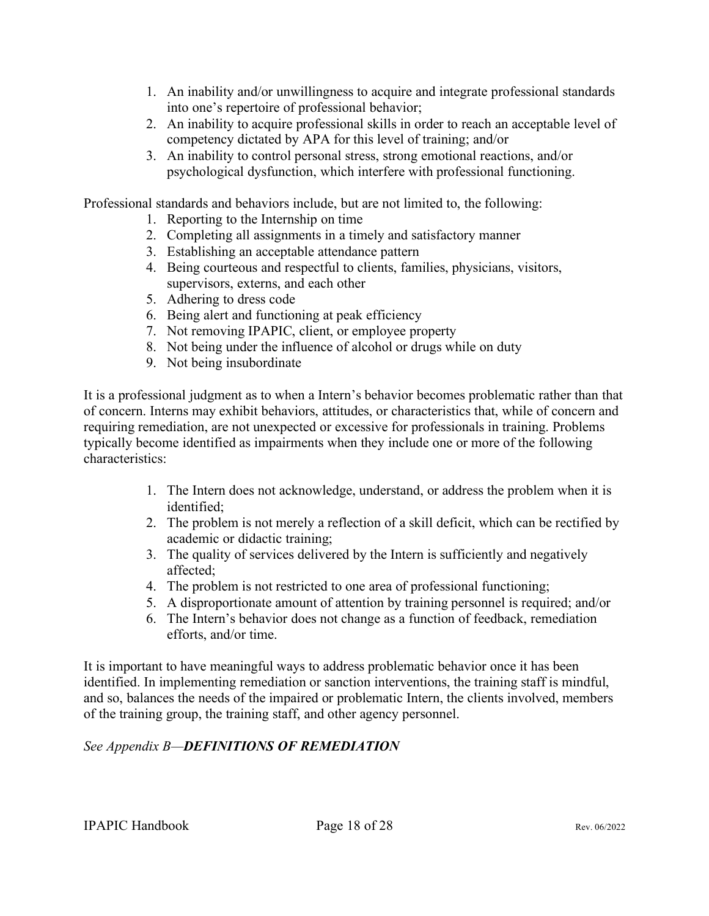1. An inability and/or unwillingness to acquire and integrate professional standards into one's repertoire of professional behavior;
2. An inability to acquire professional skills in order to reach an acceptable level of competency dictated by APA for this level of training; and/or
3. An inability to control personal stress, strong emotional reactions, and/or psychological dysfunction, which interfere with professional functioning.

Professional standards and behaviors include, but are not limited to, the following:

1. Reporting to the Internship on time
2. Completing all assignments in a timely and satisfactory manner
3. Establishing an acceptable attendance pattern
4. Being courteous and respectful to clients, families, physicians, visitors, supervisors, externs, and each other
5. Adhering to dress code
6. Being alert and functioning at peak efficiency
7. Not removing IPAPIC, client, or employee property
8. Not being under the influence of alcohol or drugs while on duty
9. Not being insubordinate

It is a professional judgment as to when a Intern's behavior becomes problematic rather than that of concern. Interns may exhibit behaviors, attitudes, or characteristics that, while of concern and requiring remediation, are not unexpected or excessive for professionals in training. Problems typically become identified as impairments when they include one or more of the following characteristics:

1. The Intern does not acknowledge, understand, or address the problem when it is identified;
2. The problem is not merely a reflection of a skill deficit, which can be rectified by academic or didactic training;
3. The quality of services delivered by the Intern is sufficiently and negatively affected;
4. The problem is not restricted to one area of professional functioning;
5. A disproportionate amount of attention by training personnel is required; and/or
6. The Intern's behavior does not change as a function of feedback, remediation efforts, and/or time.

It is important to have meaningful ways to address problematic behavior once it has been identified. In implementing remediation or sanction interventions, the training staff is mindful, and so, balances the needs of the impaired or problematic Intern, the clients involved, members of the training group, the training staff, and other agency personnel.

*See Appendix B—**DEFINITIONS OF REMEDIATION***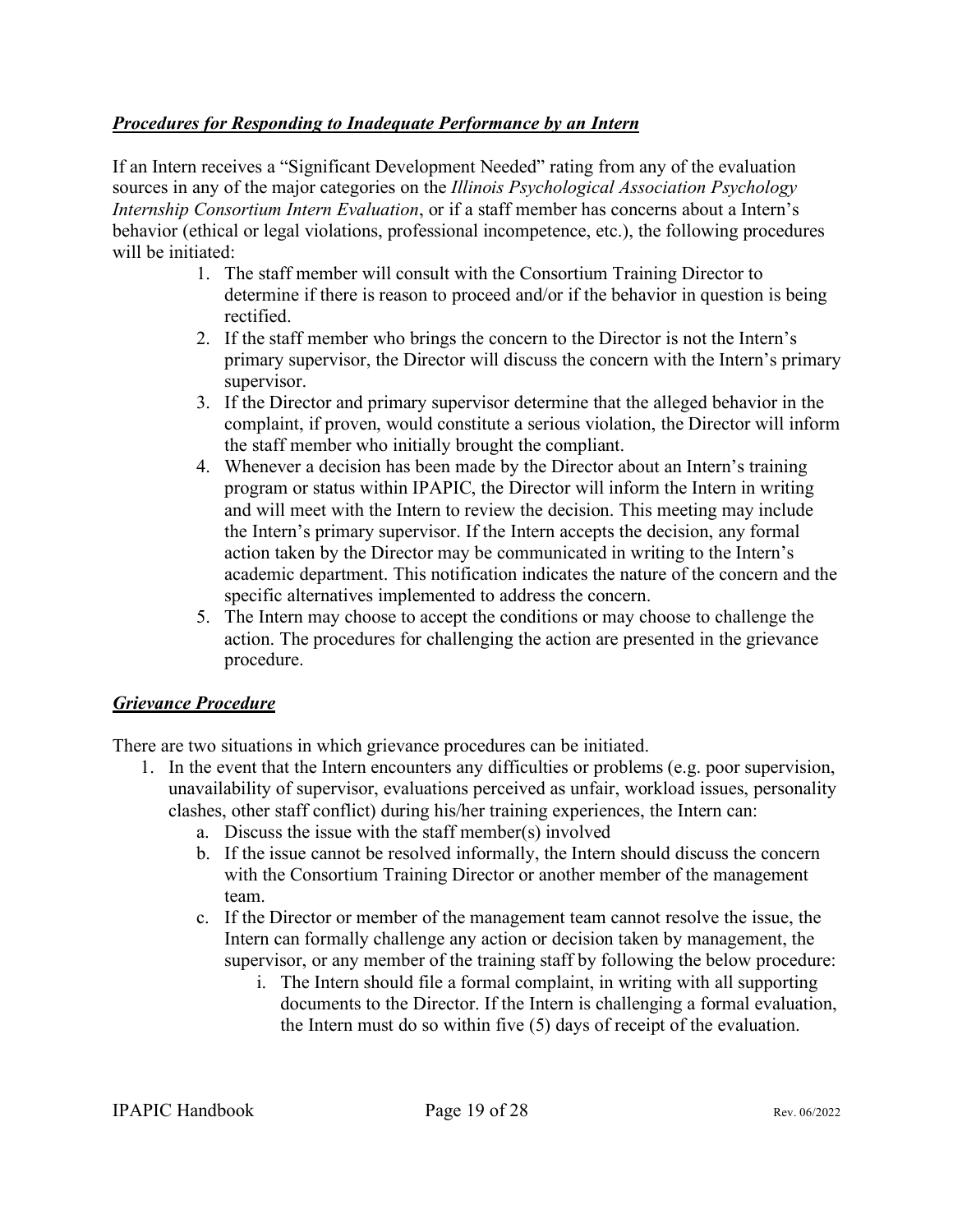***Procedures for Responding to Inadequate Performance by an Intern***

If an Intern receives a "Significant Development Needed" rating from any of the evaluation sources in any of the major categories on the *Illinois Psychological Association Psychology Internship Consortium Intern Evaluation*, or if a staff member has concerns about a Intern's behavior (ethical or legal violations, professional incompetence, etc.), the following procedures will be initiated:

1. The staff member will consult with the Consortium Training Director to determine if there is reason to proceed and/or if the behavior in question is being rectified.
2. If the staff member who brings the concern to the Director is not the Intern's primary supervisor, the Director will discuss the concern with the Intern's primary supervisor.
3. If the Director and primary supervisor determine that the alleged behavior in the complaint, if proven, would constitute a serious violation, the Director will inform the staff member who initially brought the compliant.
4. Whenever a decision has been made by the Director about an Intern's training program or status within IPAPIC, the Director will inform the Intern in writing and will meet with the Intern to review the decision. This meeting may include the Intern's primary supervisor. If the Intern accepts the decision, any formal action taken by the Director may be communicated in writing to the Intern's academic department. This notification indicates the nature of the concern and the specific alternatives implemented to address the concern.
5. The Intern may choose to accept the conditions or may choose to challenge the action. The procedures for challenging the action are presented in the grievance procedure.

***Grievance Procedure***

There are two situations in which grievance procedures can be initiated.

1. In the event that the Intern encounters any difficulties or problems (e.g. poor supervision, unavailability of supervisor, evaluations perceived as unfair, workload issues, personality clashes, other staff conflict) during his/her training experiences, the Intern can:
   a. Discuss the issue with the staff member(s) involved
   b. If the issue cannot be resolved informally, the Intern should discuss the concern with the Consortium Training Director or another member of the management team.
   c. If the Director or member of the management team cannot resolve the issue, the Intern can formally challenge any action or decision taken by management, the supervisor, or any member of the training staff by following the below procedure:
      i. The Intern should file a formal complaint, in writing with all supporting documents to the Director. If the Intern is challenging a formal evaluation, the Intern must do so within five (5) days of receipt of the evaluation.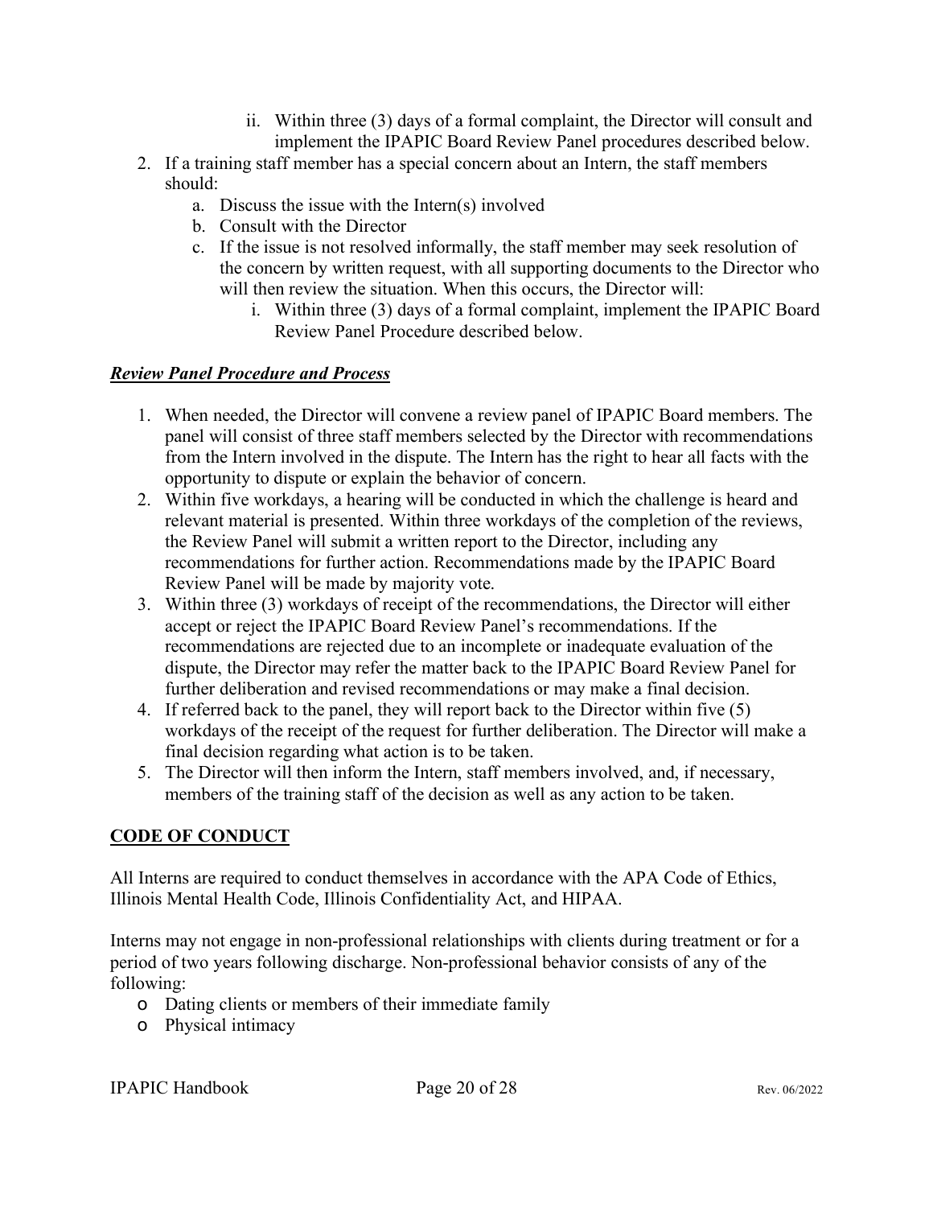ii. Within three (3) days of a formal complaint, the Director will consult and implement the IPAPIC Board Review Panel procedures described below.

2. If a training staff member has a special concern about an Intern, the staff members should:
   a. Discuss the issue with the Intern(s) involved
   b. Consult with the Director
   c. If the issue is not resolved informally, the staff member may seek resolution of the concern by written request, with all supporting documents to the Director who will then review the situation. When this occurs, the Director will:
      i. Within three (3) days of a formal complaint, implement the IPAPIC Board Review Panel Procedure described below.

***Review Panel Procedure and Process***

1. When needed, the Director will convene a review panel of IPAPIC Board members. The panel will consist of three staff members selected by the Director with recommendations from the Intern involved in the dispute. The Intern has the right to hear all facts with the opportunity to dispute or explain the behavior of concern.
2. Within five workdays, a hearing will be conducted in which the challenge is heard and relevant material is presented. Within three workdays of the completion of the reviews, the Review Panel will submit a written report to the Director, including any recommendations for further action. Recommendations made by the IPAPIC Board Review Panel will be made by majority vote.
3. Within three (3) workdays of receipt of the recommendations, the Director will either accept or reject the IPAPIC Board Review Panel's recommendations. If the recommendations are rejected due to an incomplete or inadequate evaluation of the dispute, the Director may refer the matter back to the IPAPIC Board Review Panel for further deliberation and revised recommendations or may make a final decision.
4. If referred back to the panel, they will report back to the Director within five (5) workdays of the receipt of the request for further deliberation. The Director will make a final decision regarding what action is to be taken.
5. The Director will then inform the Intern, staff members involved, and, if necessary, members of the training staff of the decision as well as any action to be taken.

## CODE OF CONDUCT

All Interns are required to conduct themselves in accordance with the APA Code of Ethics, Illinois Mental Health Code, Illinois Confidentiality Act, and HIPAA.

Interns may not engage in non-professional relationships with clients during treatment or for a period of two years following discharge. Non-professional behavior consists of any of the following:

- Dating clients or members of their immediate family
- Physical intimacy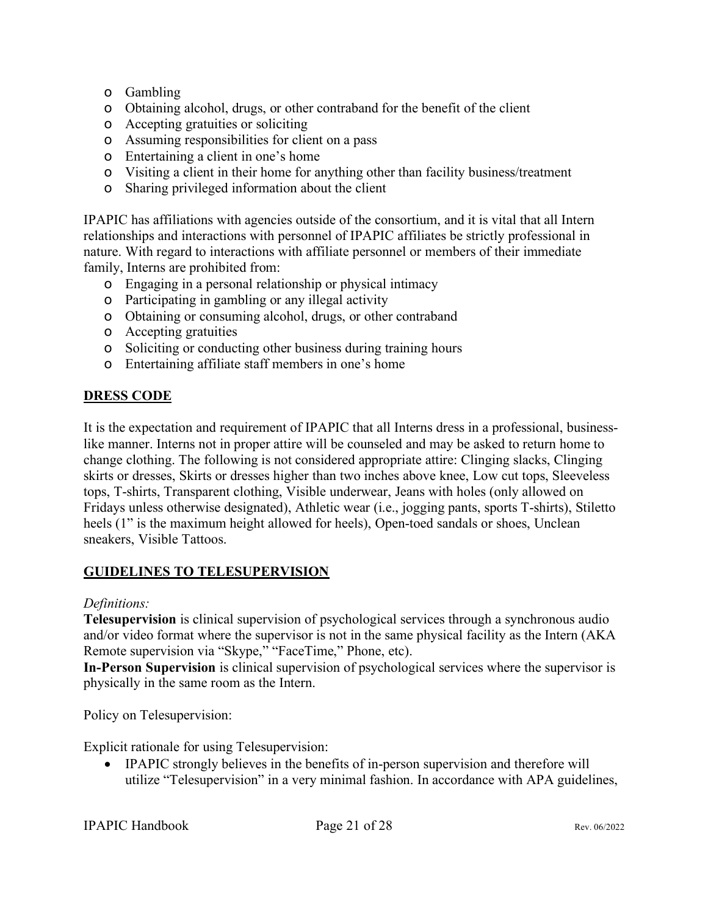- Gambling
- Obtaining alcohol, drugs, or other contraband for the benefit of the client
- Accepting gratuities or soliciting
- Assuming responsibilities for client on a pass
- Entertaining a client in one's home
- Visiting a client in their home for anything other than facility business/treatment
- Sharing privileged information about the client

IPAPIC has affiliations with agencies outside of the consortium, and it is vital that all Intern relationships and interactions with personnel of IPAPIC affiliates be strictly professional in nature. With regard to interactions with affiliate personnel or members of their immediate family, Interns are prohibited from:

- Engaging in a personal relationship or physical intimacy
- Participating in gambling or any illegal activity
- Obtaining or consuming alcohol, drugs, or other contraband
- Accepting gratuities
- Soliciting or conducting other business during training hours
- Entertaining affiliate staff members in one's home

## DRESS CODE

It is the expectation and requirement of IPAPIC that all Interns dress in a professional, business-like manner. Interns not in proper attire will be counseled and may be asked to return home to change clothing. The following is not considered appropriate attire: Clinging slacks, Clinging skirts or dresses, Skirts or dresses higher than two inches above knee, Low cut tops, Sleeveless tops, T-shirts, Transparent clothing, Visible underwear, Jeans with holes (only allowed on Fridays unless otherwise designated), Athletic wear (i.e., jogging pants, sports T-shirts), Stiletto heels (1" is the maximum height allowed for heels), Open-toed sandals or shoes, Unclean sneakers, Visible Tattoos.

## GUIDELINES TO TELESUPERVISION

*Definitions:*

**Telesupervision** is clinical supervision of psychological services through a synchronous audio and/or video format where the supervisor is not in the same physical facility as the Intern (AKA Remote supervision via "Skype," "FaceTime," Phone, etc).

**In-Person Supervision** is clinical supervision of psychological services where the supervisor is physically in the same room as the Intern.

Policy on Telesupervision:

Explicit rationale for using Telesupervision:

- IPAPIC strongly believes in the benefits of in-person supervision and therefore will utilize "Telesupervision" in a very minimal fashion. In accordance with APA guidelines,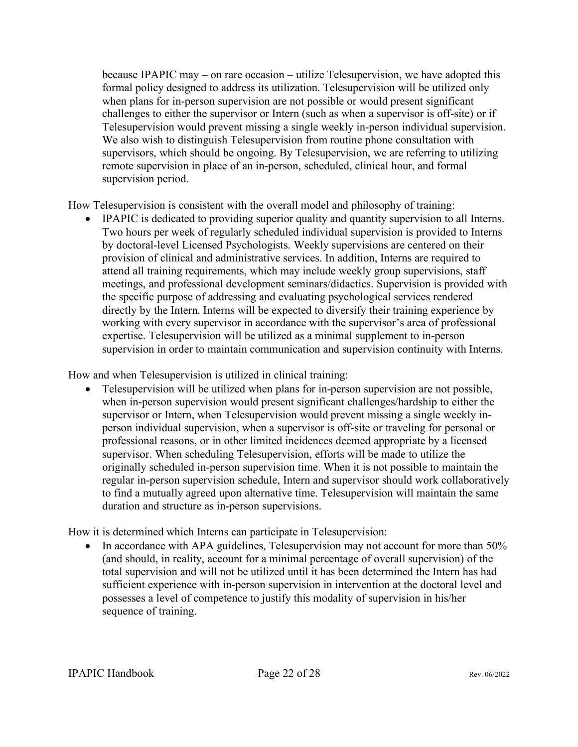because IPAPIC may – on rare occasion – utilize Telesupervision, we have adopted this formal policy designed to address its utilization. Telesupervision will be utilized only when plans for in-person supervision are not possible or would present significant challenges to either the supervisor or Intern (such as when a supervisor is off-site) or if Telesupervision would prevent missing a single weekly in-person individual supervision. We also wish to distinguish Telesupervision from routine phone consultation with supervisors, which should be ongoing. By Telesupervision, we are referring to utilizing remote supervision in place of an in-person, scheduled, clinical hour, and formal supervision period.

How Telesupervision is consistent with the overall model and philosophy of training:

- IPAPIC is dedicated to providing superior quality and quantity supervision to all Interns. Two hours per week of regularly scheduled individual supervision is provided to Interns by doctoral-level Licensed Psychologists. Weekly supervisions are centered on their provision of clinical and administrative services. In addition, Interns are required to attend all training requirements, which may include weekly group supervisions, staff meetings, and professional development seminars/didactics. Supervision is provided with the specific purpose of addressing and evaluating psychological services rendered directly by the Intern. Interns will be expected to diversify their training experience by working with every supervisor in accordance with the supervisor's area of professional expertise. Telesupervision will be utilized as a minimal supplement to in-person supervision in order to maintain communication and supervision continuity with Interns.

How and when Telesupervision is utilized in clinical training:

- Telesupervision will be utilized when plans for in-person supervision are not possible, when in-person supervision would present significant challenges/hardship to either the supervisor or Intern, when Telesupervision would prevent missing a single weekly in-person individual supervision, when a supervisor is off-site or traveling for personal or professional reasons, or in other limited incidences deemed appropriate by a licensed supervisor. When scheduling Telesupervision, efforts will be made to utilize the originally scheduled in-person supervision time. When it is not possible to maintain the regular in-person supervision schedule, Intern and supervisor should work collaboratively to find a mutually agreed upon alternative time. Telesupervision will maintain the same duration and structure as in-person supervisions.

How it is determined which Interns can participate in Telesupervision:

- In accordance with APA guidelines, Telesupervision may not account for more than 50% (and should, in reality, account for a minimal percentage of overall supervision) of the total supervision and will not be utilized until it has been determined the Intern has had sufficient experience with in-person supervision in intervention at the doctoral level and possesses a level of competence to justify this modality of supervision in his/her sequence of training.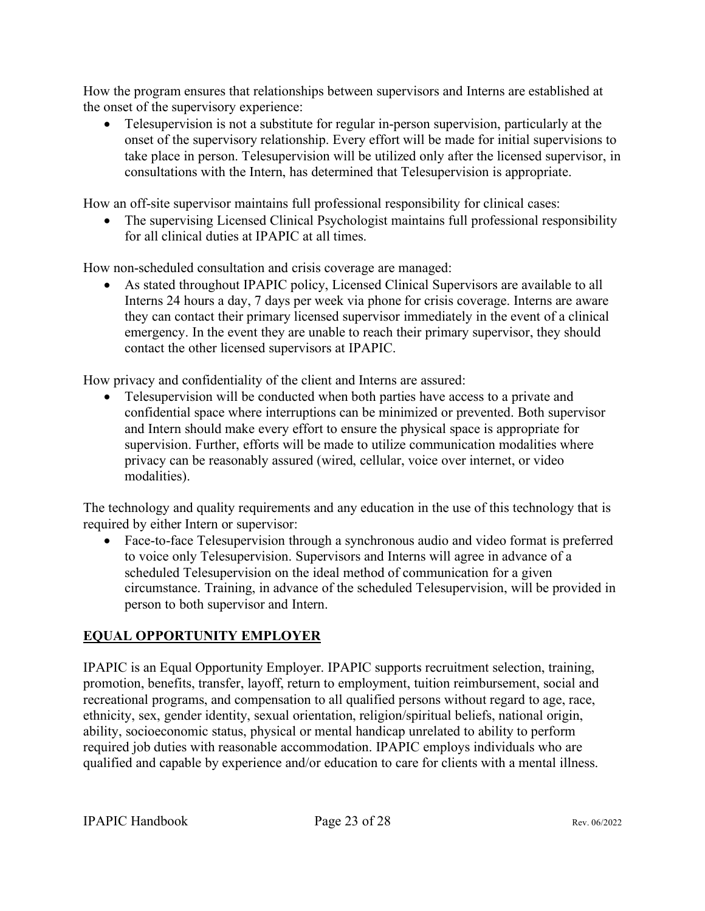How the program ensures that relationships between supervisors and Interns are established at the onset of the supervisory experience:

- Telesupervision is not a substitute for regular in-person supervision, particularly at the onset of the supervisory relationship. Every effort will be made for initial supervisions to take place in person. Telesupervision will be utilized only after the licensed supervisor, in consultations with the Intern, has determined that Telesupervision is appropriate.

How an off-site supervisor maintains full professional responsibility for clinical cases:

- The supervising Licensed Clinical Psychologist maintains full professional responsibility for all clinical duties at IPAPIC at all times.

How non-scheduled consultation and crisis coverage are managed:

- As stated throughout IPAPIC policy, Licensed Clinical Supervisors are available to all Interns 24 hours a day, 7 days per week via phone for crisis coverage. Interns are aware they can contact their primary licensed supervisor immediately in the event of a clinical emergency. In the event they are unable to reach their primary supervisor, they should contact the other licensed supervisors at IPAPIC.

How privacy and confidentiality of the client and Interns are assured:

- Telesupervision will be conducted when both parties have access to a private and confidential space where interruptions can be minimized or prevented. Both supervisor and Intern should make every effort to ensure the physical space is appropriate for supervision. Further, efforts will be made to utilize communication modalities where privacy can be reasonably assured (wired, cellular, voice over internet, or video modalities).

The technology and quality requirements and any education in the use of this technology that is required by either Intern or supervisor:

- Face-to-face Telesupervision through a synchronous audio and video format is preferred to voice only Telesupervision. Supervisors and Interns will agree in advance of a scheduled Telesupervision on the ideal method of communication for a given circumstance. Training, in advance of the scheduled Telesupervision, will be provided in person to both supervisor and Intern.

## EQUAL OPPORTUNITY EMPLOYER

IPAPIC is an Equal Opportunity Employer. IPAPIC supports recruitment selection, training, promotion, benefits, transfer, layoff, return to employment, tuition reimbursement, social and recreational programs, and compensation to all qualified persons without regard to age, race, ethnicity, sex, gender identity, sexual orientation, religion/spiritual beliefs, national origin, ability, socioeconomic status, physical or mental handicap unrelated to ability to perform required job duties with reasonable accommodation. IPAPIC employs individuals who are qualified and capable by experience and/or education to care for clients with a mental illness.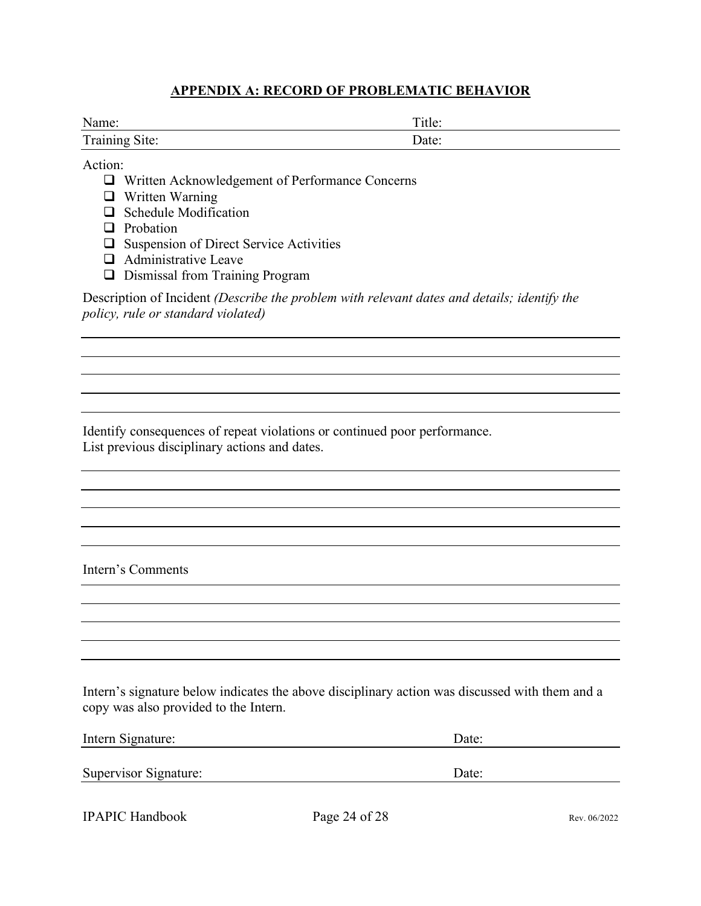## APPENDIX A: RECORD OF PROBLEMATIC BEHAVIOR

| Name: | Title: |
|---|---|
| Training Site: | Date: |

Action:

- ❑ Written Acknowledgement of Performance Concerns
- ❑ Written Warning
- ❑ Schedule Modification
- ❑ Probation
- ❑ Suspension of Direct Service Activities
- ❑ Administrative Leave
- ❑ Dismissal from Training Program

Description of Incident *(Describe the problem with relevant dates and details; identify the policy, rule or standard violated)*

______________________________________________________________________

______________________________________________________________________

______________________________________________________________________

______________________________________________________________________

______________________________________________________________________

Identify consequences of repeat violations or continued poor performance.
List previous disciplinary actions and dates.

______________________________________________________________________

______________________________________________________________________

______________________________________________________________________

______________________________________________________________________

______________________________________________________________________

Intern's Comments

______________________________________________________________________

______________________________________________________________________

______________________________________________________________________

______________________________________________________________________

______________________________________________________________________

Intern's signature below indicates the above disciplinary action was discussed with them and a copy was also provided to the Intern.

| Intern Signature: | Date: |
|---|---|
| Supervisor Signature: | Date: |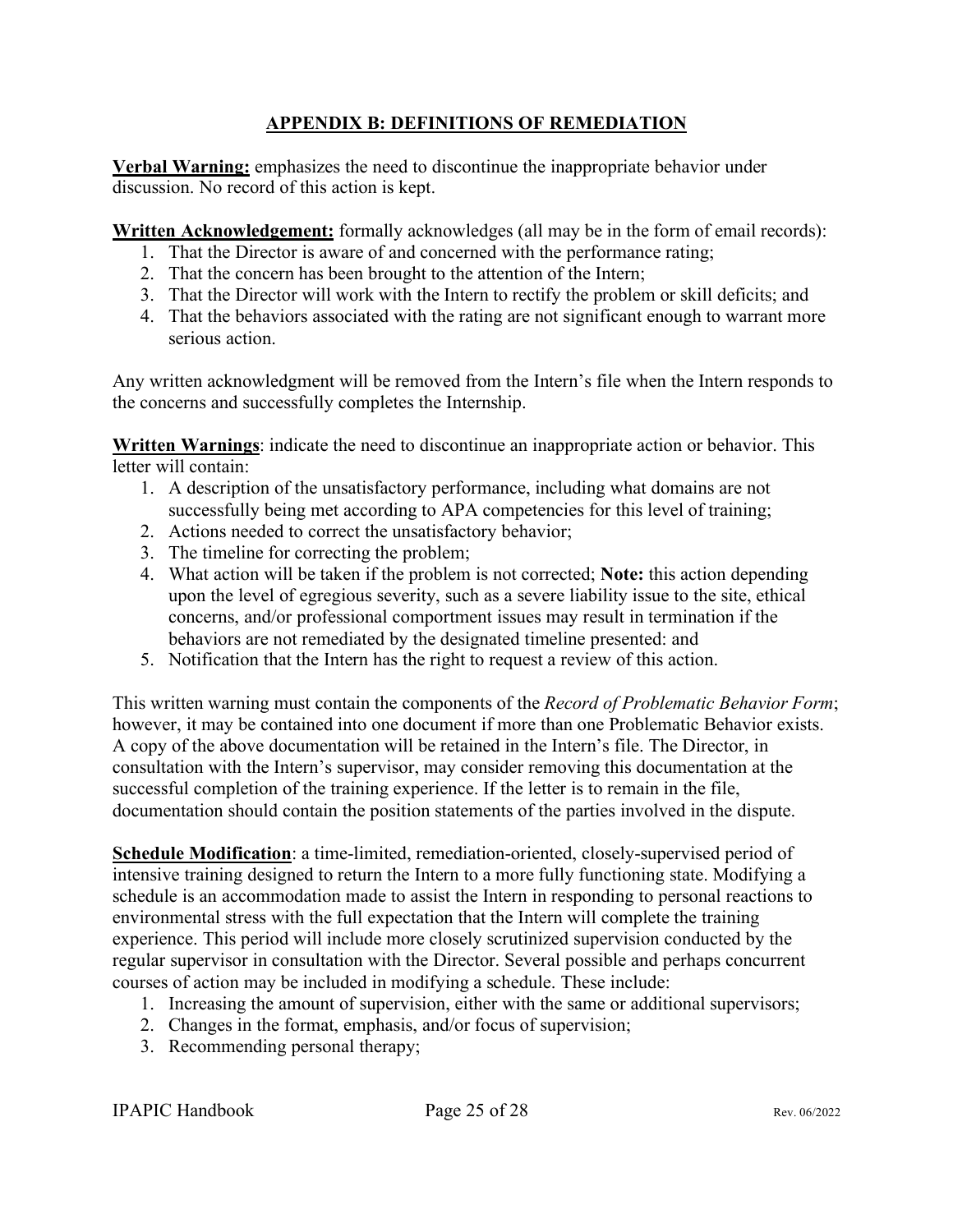## APPENDIX B: DEFINITIONS OF REMEDIATION

**Verbal Warning:** emphasizes the need to discontinue the inappropriate behavior under discussion. No record of this action is kept.

**Written Acknowledgement:** formally acknowledges (all may be in the form of email records):

1. That the Director is aware of and concerned with the performance rating;
2. That the concern has been brought to the attention of the Intern;
3. That the Director will work with the Intern to rectify the problem or skill deficits; and
4. That the behaviors associated with the rating are not significant enough to warrant more serious action.

Any written acknowledgment will be removed from the Intern's file when the Intern responds to the concerns and successfully completes the Internship.

**Written Warnings**: indicate the need to discontinue an inappropriate action or behavior. This letter will contain:

1. A description of the unsatisfactory performance, including what domains are not successfully being met according to APA competencies for this level of training;
2. Actions needed to correct the unsatisfactory behavior;
3. The timeline for correcting the problem;
4. What action will be taken if the problem is not corrected; **Note:** this action depending upon the level of egregious severity, such as a severe liability issue to the site, ethical concerns, and/or professional comportment issues may result in termination if the behaviors are not remediated by the designated timeline presented: and
5. Notification that the Intern has the right to request a review of this action.

This written warning must contain the components of the *Record of Problematic Behavior Form*; however, it may be contained into one document if more than one Problematic Behavior exists. A copy of the above documentation will be retained in the Intern's file. The Director, in consultation with the Intern's supervisor, may consider removing this documentation at the successful completion of the training experience. If the letter is to remain in the file, documentation should contain the position statements of the parties involved in the dispute.

**Schedule Modification**: a time-limited, remediation-oriented, closely-supervised period of intensive training designed to return the Intern to a more fully functioning state. Modifying a schedule is an accommodation made to assist the Intern in responding to personal reactions to environmental stress with the full expectation that the Intern will complete the training experience. This period will include more closely scrutinized supervision conducted by the regular supervisor in consultation with the Director. Several possible and perhaps concurrent courses of action may be included in modifying a schedule. These include:

1. Increasing the amount of supervision, either with the same or additional supervisors;
2. Changes in the format, emphasis, and/or focus of supervision;
3. Recommending personal therapy;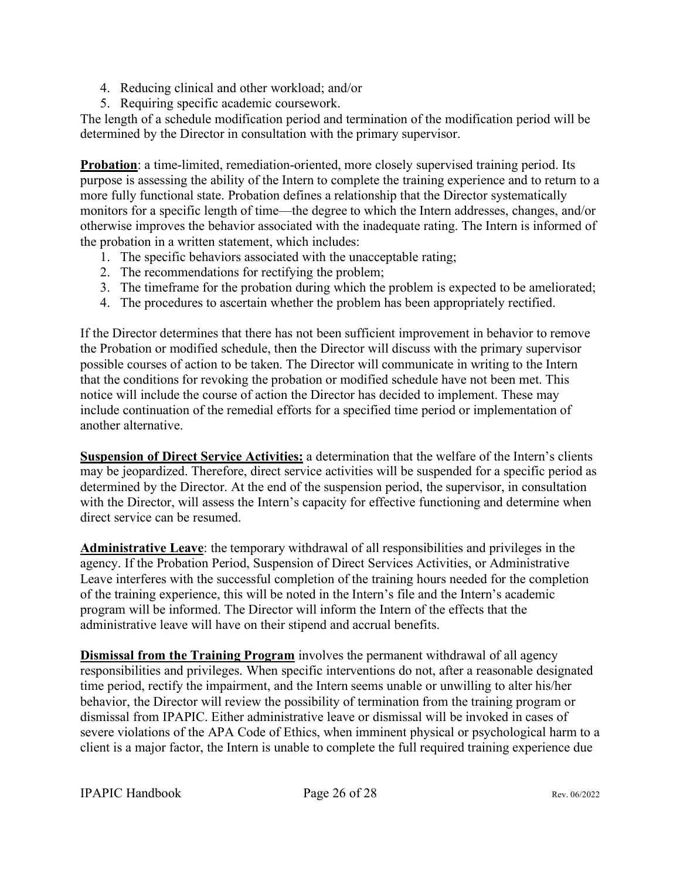4. Reducing clinical and other workload; and/or
5. Requiring specific academic coursework.

The length of a schedule modification period and termination of the modification period will be determined by the Director in consultation with the primary supervisor.

**Probation**: a time-limited, remediation-oriented, more closely supervised training period. Its purpose is assessing the ability of the Intern to complete the training experience and to return to a more fully functional state. Probation defines a relationship that the Director systematically monitors for a specific length of time—the degree to which the Intern addresses, changes, and/or otherwise improves the behavior associated with the inadequate rating. The Intern is informed of the probation in a written statement, which includes:

1. The specific behaviors associated with the unacceptable rating;
2. The recommendations for rectifying the problem;
3. The timeframe for the probation during which the problem is expected to be ameliorated;
4. The procedures to ascertain whether the problem has been appropriately rectified.

If the Director determines that there has not been sufficient improvement in behavior to remove the Probation or modified schedule, then the Director will discuss with the primary supervisor possible courses of action to be taken. The Director will communicate in writing to the Intern that the conditions for revoking the probation or modified schedule have not been met. This notice will include the course of action the Director has decided to implement. These may include continuation of the remedial efforts for a specified time period or implementation of another alternative.

**Suspension of Direct Service Activities:** a determination that the welfare of the Intern's clients may be jeopardized. Therefore, direct service activities will be suspended for a specific period as determined by the Director. At the end of the suspension period, the supervisor, in consultation with the Director, will assess the Intern's capacity for effective functioning and determine when direct service can be resumed.

**Administrative Leave**: the temporary withdrawal of all responsibilities and privileges in the agency. If the Probation Period, Suspension of Direct Services Activities, or Administrative Leave interferes with the successful completion of the training hours needed for the completion of the training experience, this will be noted in the Intern's file and the Intern's academic program will be informed. The Director will inform the Intern of the effects that the administrative leave will have on their stipend and accrual benefits.

**Dismissal from the Training Program** involves the permanent withdrawal of all agency responsibilities and privileges. When specific interventions do not, after a reasonable designated time period, rectify the impairment, and the Intern seems unable or unwilling to alter his/her behavior, the Director will review the possibility of termination from the training program or dismissal from IPAPIC. Either administrative leave or dismissal will be invoked in cases of severe violations of the APA Code of Ethics, when imminent physical or psychological harm to a client is a major factor, the Intern is unable to complete the full required training experience due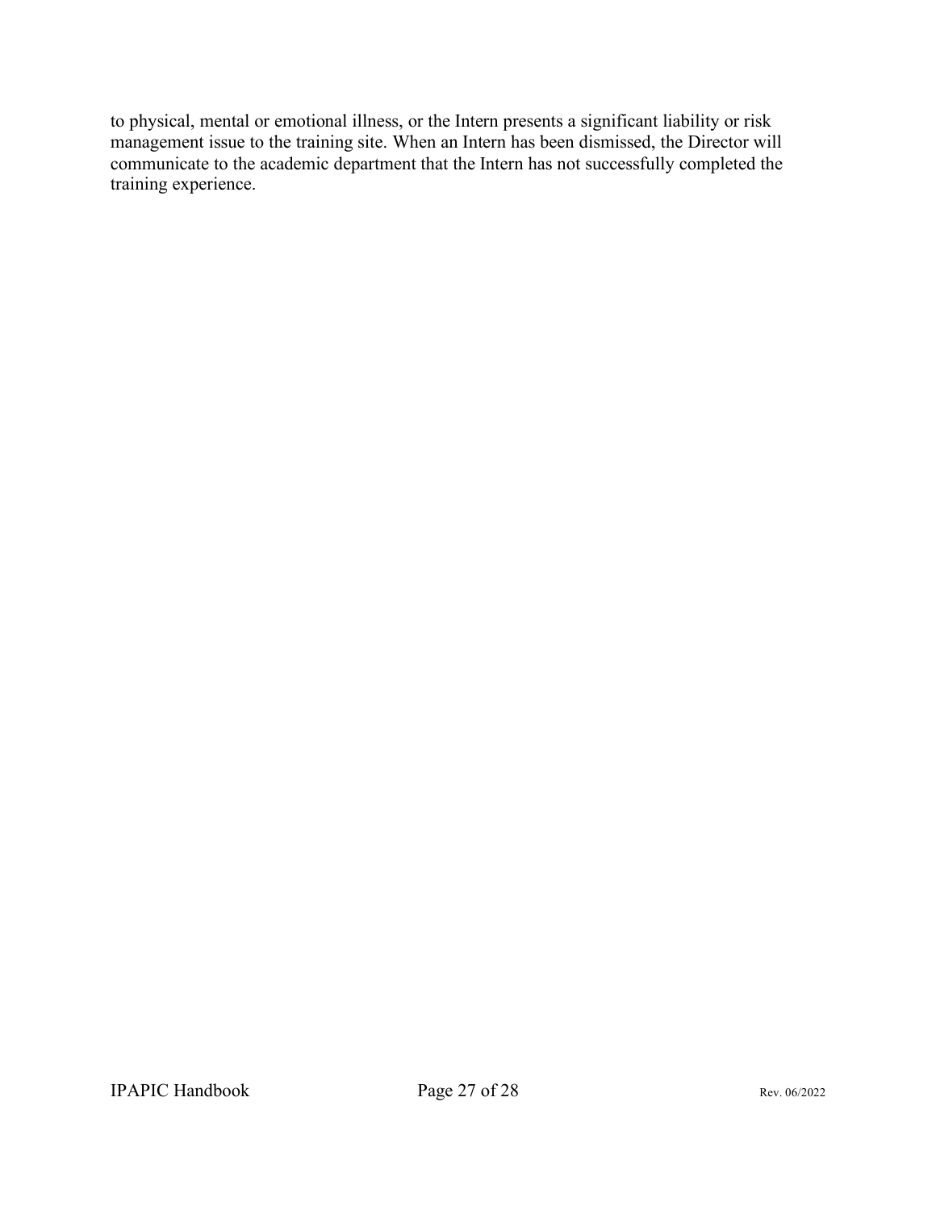to physical, mental or emotional illness, or the Intern presents a significant liability or risk management issue to the training site. When an Intern has been dismissed, the Director will communicate to the academic department that the Intern has not successfully completed the training experience.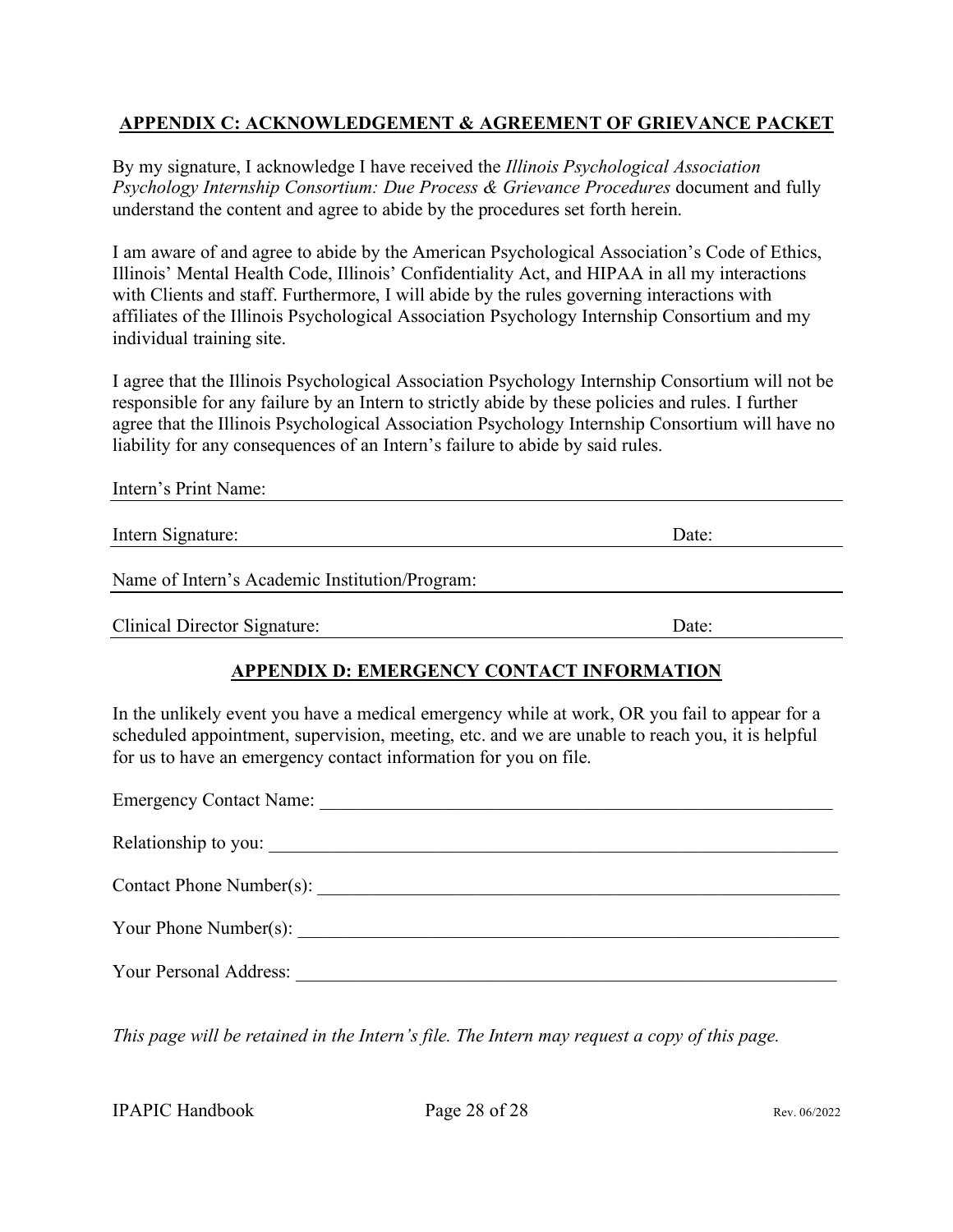## **APPENDIX C: ACKNOWLEDGEMENT & AGREEMENT OF GRIEVANCE PACKET**

By my signature, I acknowledge I have received the *Illinois Psychological Association Psychology Internship Consortium: Due Process & Grievance Procedures* document and fully understand the content and agree to abide by the procedures set forth herein.

I am aware of and agree to abide by the American Psychological Association's Code of Ethics, Illinois' Mental Health Code, Illinois' Confidentiality Act, and HIPAA in all my interactions with Clients and staff. Furthermore, I will abide by the rules governing interactions with affiliates of the Illinois Psychological Association Psychology Internship Consortium and my individual training site.

I agree that the Illinois Psychological Association Psychology Internship Consortium will not be responsible for any failure by an Intern to strictly abide by these policies and rules. I further agree that the Illinois Psychological Association Psychology Internship Consortium will have no liability for any consequences of an Intern's failure to abide by said rules.

Intern's Print Name: ______________________________________________

Intern Signature: ______________________________ Date: ____________

Name of Intern's Academic Institution/Program: ______________________

Clinical Director Signature: ______________________ Date: ____________

## **APPENDIX D: EMERGENCY CONTACT INFORMATION**

In the unlikely event you have a medical emergency while at work, OR you fail to appear for a scheduled appointment, supervision, meeting, etc. and we are unable to reach you, it is helpful for us to have an emergency contact information for you on file.

Emergency Contact Name: ______________________________________________

Relationship to you: __________________________________________________

Contact Phone Number(s): _____________________________________________

Your Phone Number(s): ________________________________________________

Your Personal Address: ________________________________________________

*This page will be retained in the Intern's file. The Intern may request a copy of this page.*